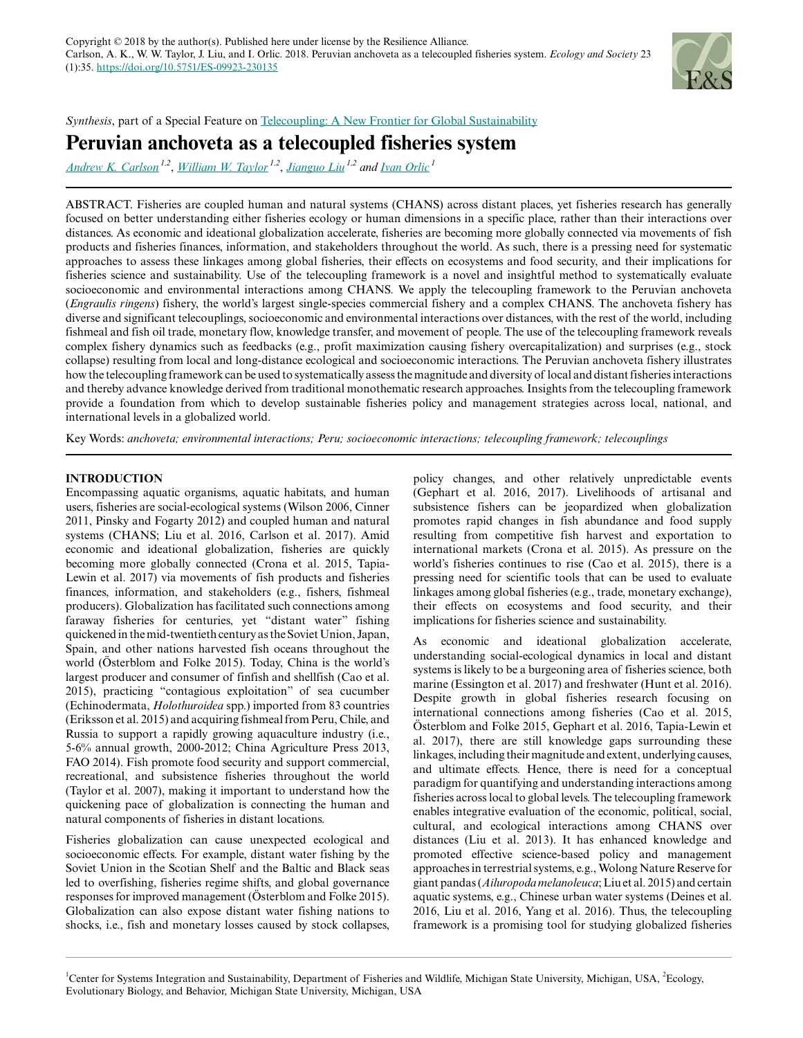Copyright © 2018 by the author(s). Published here under license by the Resilience Alliance.
Carlson, A. K., W. W. Taylor, J. Liu, and I. Orlic. 2018. Peruvian anchoveta as a telecoupled fisheries system. *Ecology and Society* 23 (1):35. https://doi.org/10.5751/ES-09923-230135

*Synthesis*, part of a Special Feature on Telecoupling: A New Frontier for Global Sustainability

# Peruvian anchoveta as a telecoupled fisheries system

*Andrew K. Carlson* [1,2], *William W. Taylor* [1,2], *Jianguo Liu* [1,2] and *Ivan Orlic* [1]

ABSTRACT. Fisheries are coupled human and natural systems (CHANS) across distant places, yet fisheries research has generally focused on better understanding either fisheries ecology or human dimensions in a specific place, rather than their interactions over distances. As economic and ideational globalization accelerate, fisheries are becoming more globally connected via movements of fish products and fisheries finances, information, and stakeholders throughout the world. As such, there is a pressing need for systematic approaches to assess these linkages among global fisheries, their effects on ecosystems and food security, and their implications for fisheries science and sustainability. Use of the telecoupling framework is a novel and insightful method to systematically evaluate socioeconomic and environmental interactions among CHANS. We apply the telecoupling framework to the Peruvian anchoveta (*Engraulis ringens*) fishery, the world's largest single-species commercial fishery and a complex CHANS. The anchoveta fishery has diverse and significant telecouplings, socioeconomic and environmental interactions over distances, with the rest of the world, including fishmeal and fish oil trade, monetary flow, knowledge transfer, and movement of people. The use of the telecoupling framework reveals complex fishery dynamics such as feedbacks (e.g., profit maximization causing fishery overcapitalization) and surprises (e.g., stock collapse) resulting from local and long-distance ecological and socioeconomic interactions. The Peruvian anchoveta fishery illustrates how the telecoupling framework can be used to systematically assess the magnitude and diversity of local and distant fisheries interactions and thereby advance knowledge derived from traditional monothematic research approaches. Insights from the telecoupling framework provide a foundation from which to develop sustainable fisheries policy and management strategies across local, national, and international levels in a globalized world.

Key Words: *anchoveta; environmental interactions; Peru; socioeconomic interactions; telecoupling framework; telecouplings*

## INTRODUCTION

Encompassing aquatic organisms, aquatic habitats, and human users, fisheries are social-ecological systems (Wilson 2006, Cinner 2011, Pinsky and Fogarty 2012) and coupled human and natural systems (CHANS; Liu et al. 2016, Carlson et al. 2017). Amid economic and ideational globalization, fisheries are quickly becoming more globally connected (Crona et al. 2015, Tapia-Lewin et al. 2017) via movements of fish products and fisheries finances, information, and stakeholders (e.g., fishers, fishmeal producers). Globalization has facilitated such connections among faraway fisheries for centuries, yet "distant water" fishing quickened in the mid-twentieth century as the Soviet Union, Japan, Spain, and other nations harvested fish oceans throughout the world (Österblom and Folke 2015). Today, China is the world's largest producer and consumer of finfish and shellfish (Cao et al. 2015), practicing "contagious exploitation" of sea cucumber (Echinodermata, *Holothuroidea* spp.) imported from 83 countries (Eriksson et al. 2015) and acquiring fishmeal from Peru, Chile, and Russia to support a rapidly growing aquaculture industry (i.e., 5-6% annual growth, 2000-2012; China Agriculture Press 2013, FAO 2014). Fish promote food security and support commercial, recreational, and subsistence fisheries throughout the world (Taylor et al. 2007), making it important to understand how the quickening pace of globalization is connecting the human and natural components of fisheries in distant locations.

Fisheries globalization can cause unexpected ecological and socioeconomic effects. For example, distant water fishing by the Soviet Union in the Scotian Shelf and the Baltic and Black seas led to overfishing, fisheries regime shifts, and global governance responses for improved management (Österblom and Folke 2015). Globalization can also expose distant water fishing nations to shocks, i.e., fish and monetary losses caused by stock collapses, policy changes, and other relatively unpredictable events (Gephart et al. 2016, 2017). Livelihoods of artisanal and subsistence fishers can be jeopardized when globalization promotes rapid changes in fish abundance and food supply resulting from competitive fish harvest and exportation to international markets (Crona et al. 2015). As pressure on the world's fisheries continues to rise (Cao et al. 2015), there is a pressing need for scientific tools that can be used to evaluate linkages among global fisheries (e.g., trade, monetary exchange), their effects on ecosystems and food security, and their implications for fisheries science and sustainability.

As economic and ideational globalization accelerate, understanding social-ecological dynamics in local and distant systems is likely to be a burgeoning area of fisheries science, both marine (Essington et al. 2017) and freshwater (Hunt et al. 2016). Despite growth in global fisheries research focusing on international connections among fisheries (Cao et al. 2015, Österblom and Folke 2015, Gephart et al. 2016, Tapia-Lewin et al. 2017), there are still knowledge gaps surrounding these linkages, including their magnitude and extent, underlying causes, and ultimate effects. Hence, there is need for a conceptual paradigm for quantifying and understanding interactions among fisheries across local to global levels. The telecoupling framework enables integrative evaluation of the economic, political, social, cultural, and ecological interactions among CHANS over distances (Liu et al. 2013). It has enhanced knowledge and promoted effective science-based policy and management approaches in terrestrial systems, e.g., Wolong Nature Reserve for giant pandas (*Ailuropoda melanoleuca*; Liu et al. 2015) and certain aquatic systems, e.g., Chinese urban water systems (Deines et al. 2016, Liu et al. 2016, Yang et al. 2016). Thus, the telecoupling framework is a promising tool for studying globalized fisheries

[1] Center for Systems Integration and Sustainability, Department of Fisheries and Wildlife, Michigan State University, Michigan, USA, [2] Ecology, Evolutionary Biology, and Behavior, Michigan State University, Michigan, USA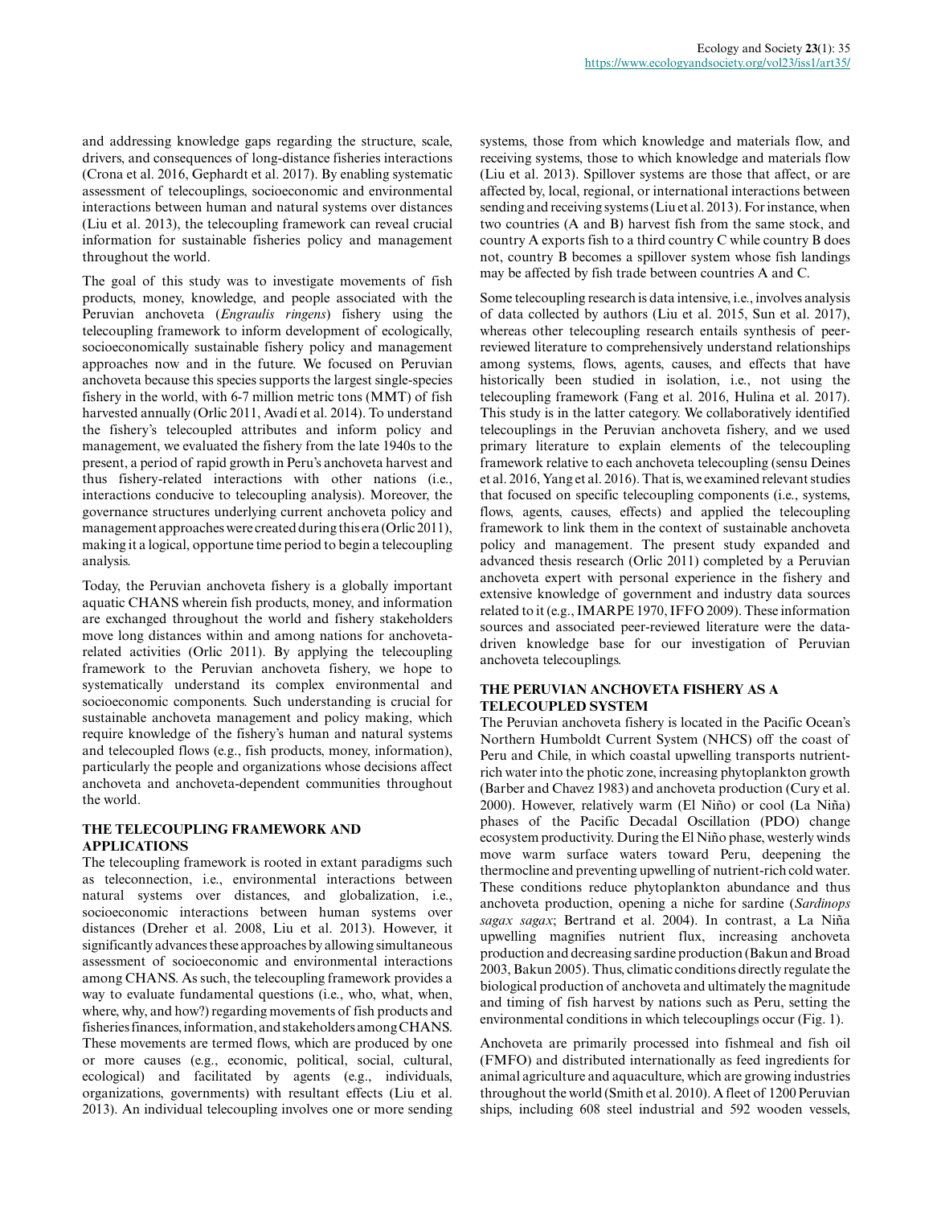and addressing knowledge gaps regarding the structure, scale, drivers, and consequences of long-distance fisheries interactions (Crona et al. 2016, Gephardt et al. 2017). By enabling systematic assessment of telecouplings, socioeconomic and environmental interactions between human and natural systems over distances (Liu et al. 2013), the telecoupling framework can reveal crucial information for sustainable fisheries policy and management throughout the world.

The goal of this study was to investigate movements of fish products, money, knowledge, and people associated with the Peruvian anchoveta (*Engraulis ringens*) fishery using the telecoupling framework to inform development of ecologically, socioeconomically sustainable fishery policy and management approaches now and in the future. We focused on Peruvian anchoveta because this species supports the largest single-species fishery in the world, with 6-7 million metric tons (MMT) of fish harvested annually (Orlic 2011, Avadí et al. 2014). To understand the fishery's telecoupled attributes and inform policy and management, we evaluated the fishery from the late 1940s to the present, a period of rapid growth in Peru's anchoveta harvest and thus fishery-related interactions with other nations (i.e., interactions conducive to telecoupling analysis). Moreover, the governance structures underlying current anchoveta policy and management approaches were created during this era (Orlic 2011), making it a logical, opportune time period to begin a telecoupling analysis.

Today, the Peruvian anchoveta fishery is a globally important aquatic CHANS wherein fish products, money, and information are exchanged throughout the world and fishery stakeholders move long distances within and among nations for anchoveta-related activities (Orlic 2011). By applying the telecoupling framework to the Peruvian anchoveta fishery, we hope to systematically understand its complex environmental and socioeconomic components. Such understanding is crucial for sustainable anchoveta management and policy making, which require knowledge of the fishery's human and natural systems and telecoupled flows (e.g., fish products, money, information), particularly the people and organizations whose decisions affect anchoveta and anchoveta-dependent communities throughout the world.

## THE TELECOUPLING FRAMEWORK AND APPLICATIONS

The telecoupling framework is rooted in extant paradigms such as teleconnection, i.e., environmental interactions between natural systems over distances, and globalization, i.e., socioeconomic interactions between human systems over distances (Dreher et al. 2008, Liu et al. 2013). However, it significantly advances these approaches by allowing simultaneous assessment of socioeconomic and environmental interactions among CHANS. As such, the telecoupling framework provides a way to evaluate fundamental questions (i.e., who, what, when, where, why, and how?) regarding movements of fish products and fisheries finances, information, and stakeholders among CHANS. These movements are termed flows, which are produced by one or more causes (e.g., economic, political, social, cultural, ecological) and facilitated by agents (e.g., individuals, organizations, governments) with resultant effects (Liu et al. 2013). An individual telecoupling involves one or more sending systems, those from which knowledge and materials flow, and receiving systems, those to which knowledge and materials flow (Liu et al. 2013). Spillover systems are those that affect, or are affected by, local, regional, or international interactions between sending and receiving systems (Liu et al. 2013). For instance, when two countries (A and B) harvest fish from the same stock, and country A exports fish to a third country C while country B does not, country B becomes a spillover system whose fish landings may be affected by fish trade between countries A and C.

Some telecoupling research is data intensive, i.e., involves analysis of data collected by authors (Liu et al. 2015, Sun et al. 2017), whereas other telecoupling research entails synthesis of peer-reviewed literature to comprehensively understand relationships among systems, flows, agents, causes, and effects that have historically been studied in isolation, i.e., not using the telecoupling framework (Fang et al. 2016, Hulina et al. 2017). This study is in the latter category. We collaboratively identified telecouplings in the Peruvian anchoveta fishery, and we used primary literature to explain elements of the telecoupling framework relative to each anchoveta telecoupling (sensu Deines et al. 2016, Yang et al. 2016). That is, we examined relevant studies that focused on specific telecoupling components (i.e., systems, flows, agents, causes, effects) and applied the telecoupling framework to link them in the context of sustainable anchoveta policy and management. The present study expanded and advanced thesis research (Orlic 2011) completed by a Peruvian anchoveta expert with personal experience in the fishery and extensive knowledge of government and industry data sources related to it (e.g., IMARPE 1970, IFFO 2009). These information sources and associated peer-reviewed literature were the data-driven knowledge base for our investigation of Peruvian anchoveta telecouplings.

## THE PERUVIAN ANCHOVETA FISHERY AS A TELECOUPLED SYSTEM

The Peruvian anchoveta fishery is located in the Pacific Ocean's Northern Humboldt Current System (NHCS) off the coast of Peru and Chile, in which coastal upwelling transports nutrient-rich water into the photic zone, increasing phytoplankton growth (Barber and Chavez 1983) and anchoveta production (Cury et al. 2000). However, relatively warm (El Niño) or cool (La Niña) phases of the Pacific Decadal Oscillation (PDO) change ecosystem productivity. During the El Niño phase, westerly winds move warm surface waters toward Peru, deepening the thermocline and preventing upwelling of nutrient-rich cold water. These conditions reduce phytoplankton abundance and thus anchoveta production, opening a niche for sardine (*Sardinops sagax sagax*; Bertrand et al. 2004). In contrast, a La Niña upwelling magnifies nutrient flux, increasing anchoveta production and decreasing sardine production (Bakun and Broad 2003, Bakun 2005). Thus, climatic conditions directly regulate the biological production of anchoveta and ultimately the magnitude and timing of fish harvest by nations such as Peru, setting the environmental conditions in which telecouplings occur (Fig. 1).

Anchoveta are primarily processed into fishmeal and fish oil (FMFO) and distributed internationally as feed ingredients for animal agriculture and aquaculture, which are growing industries throughout the world (Smith et al. 2010). A fleet of 1200 Peruvian ships, including 608 steel industrial and 592 wooden vessels,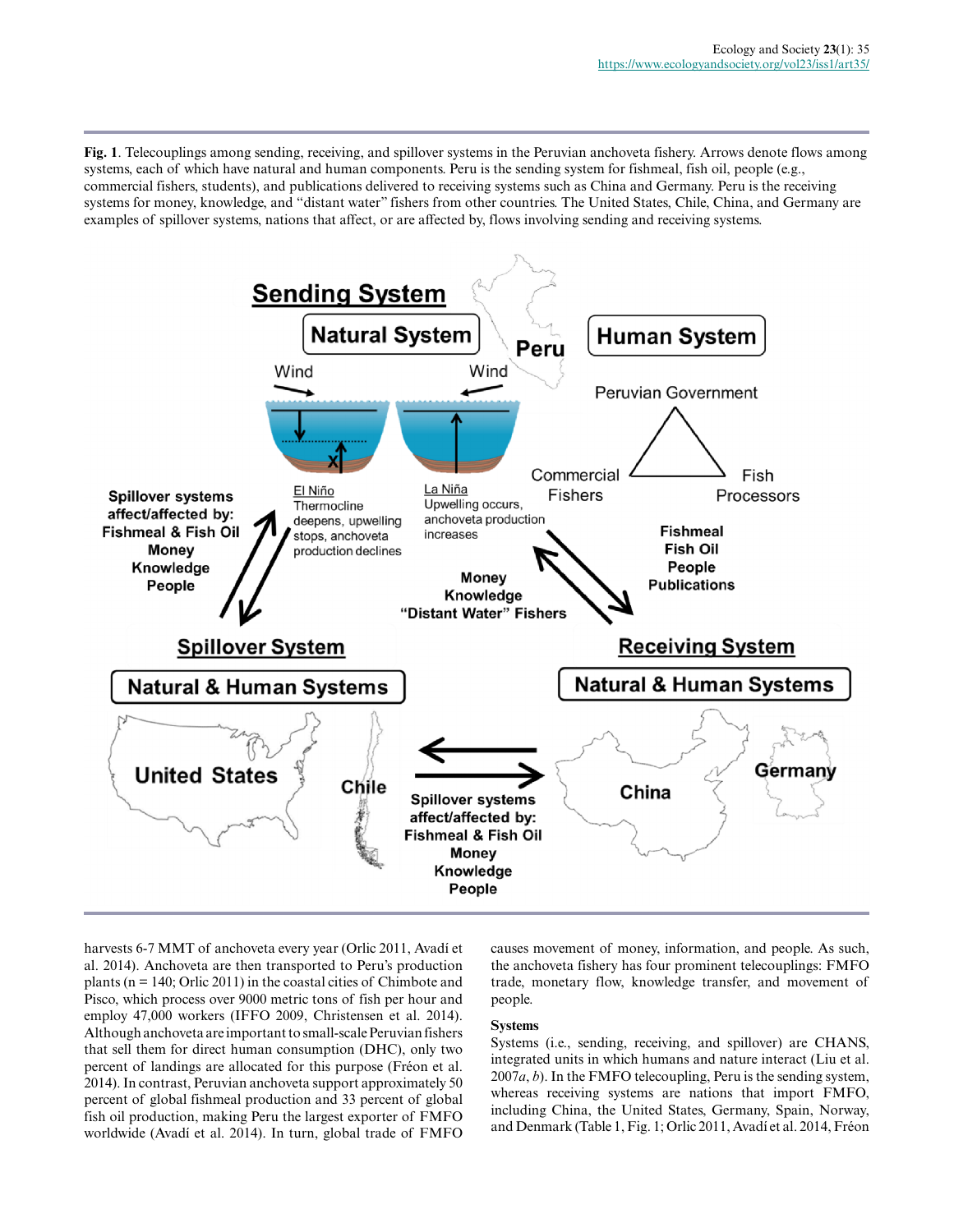**Fig. 1**. Telecouplings among sending, receiving, and spillover systems in the Peruvian anchoveta fishery. Arrows denote flows among systems, each of which have natural and human components. Peru is the sending system for fishmeal, fish oil, people (e.g., commercial fishers, students), and publications delivered to receiving systems such as China and Germany. Peru is the receiving systems for money, knowledge, and "distant water" fishers from other countries. The United States, Chile, China, and Germany are examples of spillover systems, nations that affect, or are affected by, flows involving sending and receiving systems.

harvests 6-7 MMT of anchoveta every year (Orlic 2011, Avadí et al. 2014). Anchoveta are then transported to Peru's production plants (n = 140; Orlic 2011) in the coastal cities of Chimbote and Pisco, which process over 9000 metric tons of fish per hour and employ 47,000 workers (IFFO 2009, Christensen et al. 2014). Although anchoveta are important to small-scale Peruvian fishers that sell them for direct human consumption (DHC), only two percent of landings are allocated for this purpose (Fréon et al. 2014). In contrast, Peruvian anchoveta support approximately 50 percent of global fishmeal production and 33 percent of global fish oil production, making Peru the largest exporter of FMFO worldwide (Avadí et al. 2014). In turn, global trade of FMFO causes movement of money, information, and people. As such, the anchoveta fishery has four prominent telecouplings: FMFO trade, monetary flow, knowledge transfer, and movement of people.

### Systems

Systems (i.e., sending, receiving, and spillover) are CHANS, integrated units in which humans and nature interact (Liu et al. 2007*a*, *b*). In the FMFO telecoupling, Peru is the sending system, whereas receiving systems are nations that import FMFO, including China, the United States, Germany, Spain, Norway, and Denmark (Table 1, Fig. 1; Orlic 2011, Avadí et al. 2014, Fréon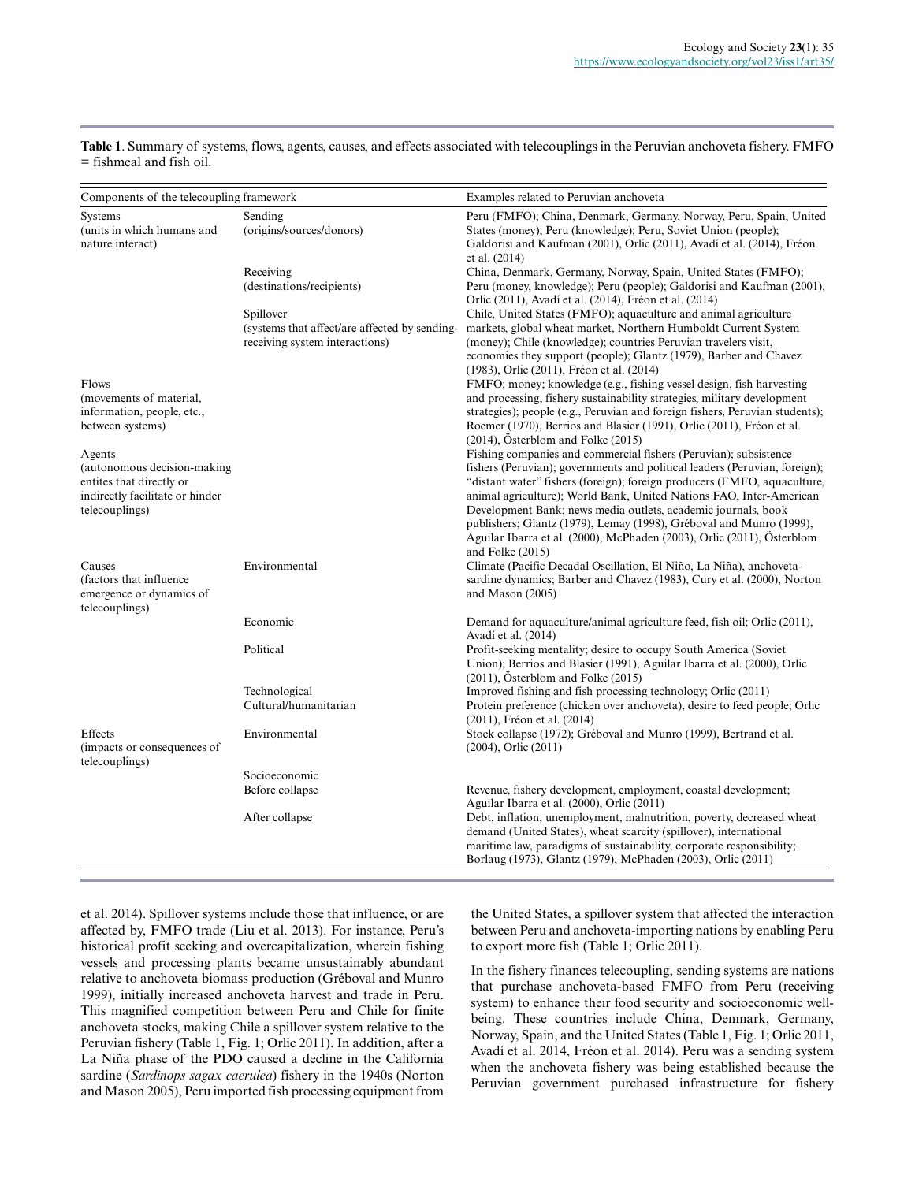**Table 1**. Summary of systems, flows, agents, causes, and effects associated with telecouplings in the Peruvian anchoveta fishery. FMFO = fishmeal and fish oil.

| Components of the telecoupling framework | | Examples related to Peruvian anchoveta |
|---|---|---|
| Systems (units in which humans and nature interact) | Sending (origins/sources/donors) | Peru (FMFO); China, Denmark, Germany, Norway, Peru, Spain, United States (money); Peru (knowledge); Peru, Soviet Union (people); Galdorisi and Kaufman (2001), Orlic (2011), Avadí et al. (2014), Fréon et al. (2014) |
| | Receiving (destinations/recipients) | China, Denmark, Germany, Norway, Spain, United States (FMFO); Peru (money, knowledge); Peru (people); Galdorisi and Kaufman (2001), Orlic (2011), Avadí et al. (2014), Fréon et al. (2014) |
| | Spillover (systems that affect/are affected by sending-receiving system interactions) | Chile, United States (FMFO); aquaculture and animal agriculture markets, global wheat market, Northern Humboldt Current System (money); Chile (knowledge); countries Peruvian travelers visit, economies they support (people); Glantz (1979), Barber and Chavez (1983), Orlic (2011), Fréon et al. (2014) |
| Flows (movements of material, information, people, etc., between systems) | | FMFO; money; knowledge (e.g., fishing vessel design, fish harvesting and processing, fishery sustainability strategies, military development strategies); people (e.g., Peruvian and foreign fishers, Peruvian students); Roemer (1970), Berrios and Blasier (1991), Orlic (2011), Fréon et al. (2014), Österblom and Folke (2015) |
| Agents (autonomous decision-making entites that directly or indirectly facilitate or hinder telecouplings) | | Fishing companies and commercial fishers (Peruvian); subsistence fishers (Peruvian); governments and political leaders (Peruvian, foreign); "distant water" fishers (foreign); foreign producers (FMFO, aquaculture, animal agriculture); World Bank, United Nations FAO, Inter-American Development Bank; news media outlets, academic journals, book publishers; Glantz (1979), Lemay (1998), Gréboval and Munro (1999), Aguilar Ibarra et al. (2000), McPhaden (2003), Orlic (2011), Österblom and Folke (2015) |
| Causes (factors that influence emergence or dynamics of telecouplings) | Environmental | Climate (Pacific Decadal Oscillation, El Niño, La Niña), anchoveta-sardine dynamics; Barber and Chavez (1983), Cury et al. (2000), Norton and Mason (2005) |
| | Economic | Demand for aquaculture/animal agriculture feed, fish oil; Orlic (2011), Avadí et al. (2014) |
| | Political | Profit-seeking mentality; desire to occupy South America (Soviet Union); Berrios and Blasier (1991), Aguilar Ibarra et al. (2000), Orlic (2011), Österblom and Folke (2015) |
| | Technological | Improved fishing and fish processing technology; Orlic (2011) |
| | Cultural/humanitarian | Protein preference (chicken over anchoveta), desire to feed people; Orlic (2011), Fréon et al. (2014) |
| Effects (impacts or consequences of telecouplings) | Environmental | Stock collapse (1972); Gréboval and Munro (1999), Bertrand et al. (2004), Orlic (2011) |
| | Socioeconomic | |
| | Before collapse | Revenue, fishery development, employment, coastal development; Aguilar Ibarra et al. (2000), Orlic (2011) |
| | After collapse | Debt, inflation, unemployment, malnutrition, poverty, decreased wheat demand (United States), wheat scarcity (spillover), international maritime law, paradigms of sustainability, corporate responsibility; Borlaug (1973), Glantz (1979), McPhaden (2003), Orlic (2011) |

et al. 2014). Spillover systems include those that influence, or are affected by, FMFO trade (Liu et al. 2013). For instance, Peru's historical profit seeking and overcapitalization, wherein fishing vessels and processing plants became unsustainably abundant relative to anchoveta biomass production (Gréboval and Munro 1999), initially increased anchoveta harvest and trade in Peru. This magnified competition between Peru and Chile for finite anchoveta stocks, making Chile a spillover system relative to the Peruvian fishery (Table 1, Fig. 1; Orlic 2011). In addition, after a La Niña phase of the PDO caused a decline in the California sardine (*Sardinops sagax caerulea*) fishery in the 1940s (Norton and Mason 2005), Peru imported fish processing equipment from the United States, a spillover system that affected the interaction between Peru and anchoveta-importing nations by enabling Peru to export more fish (Table 1; Orlic 2011).

In the fishery finances telecoupling, sending systems are nations that purchase anchoveta-based FMFO from Peru (receiving system) to enhance their food security and socioeconomic well-being. These countries include China, Denmark, Germany, Norway, Spain, and the United States (Table 1, Fig. 1; Orlic 2011, Avadí et al. 2014, Fréon et al. 2014). Peru was a sending system when the anchoveta fishery was being established because the Peruvian government purchased infrastructure for fishery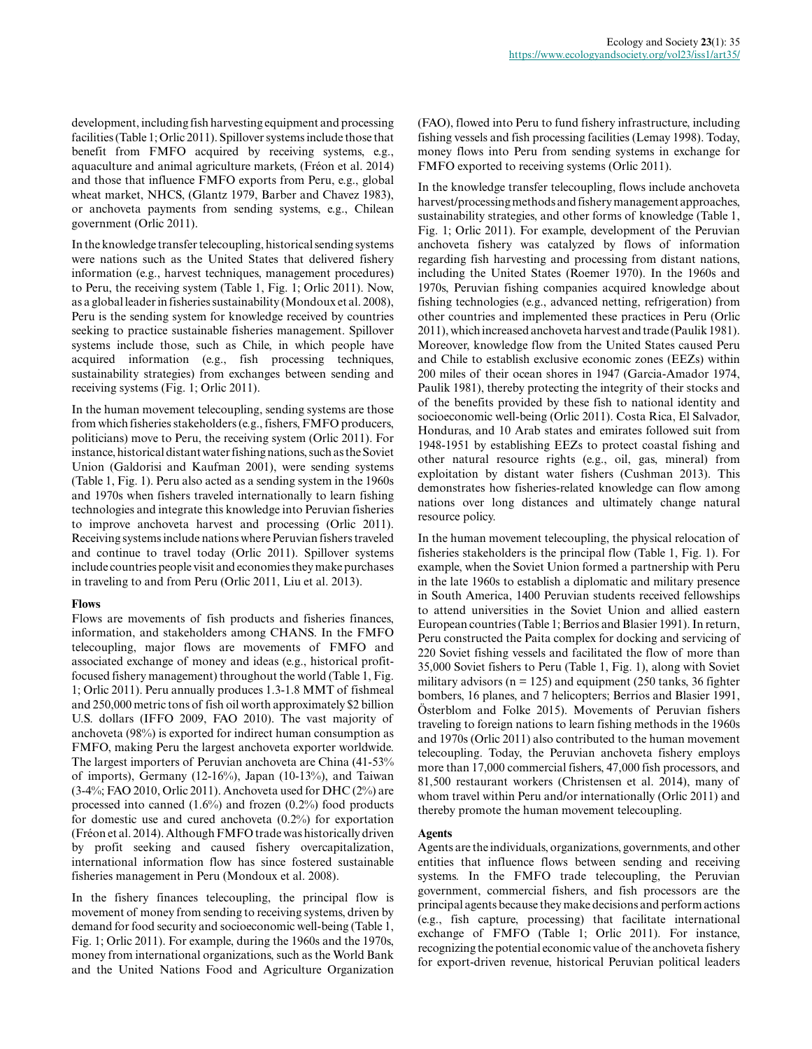development, including fish harvesting equipment and processing facilities (Table 1; Orlic 2011). Spillover systems include those that benefit from FMFO acquired by receiving systems, e.g., aquaculture and animal agriculture markets, (Fréon et al. 2014) and those that influence FMFO exports from Peru, e.g., global wheat market, NHCS, (Glantz 1979, Barber and Chavez 1983), or anchoveta payments from sending systems, e.g., Chilean government (Orlic 2011).

In the knowledge transfer telecoupling, historical sending systems were nations such as the United States that delivered fishery information (e.g., harvest techniques, management procedures) to Peru, the receiving system (Table 1, Fig. 1; Orlic 2011). Now, as a global leader in fisheries sustainability (Mondoux et al. 2008), Peru is the sending system for knowledge received by countries seeking to practice sustainable fisheries management. Spillover systems include those, such as Chile, in which people have acquired information (e.g., fish processing techniques, sustainability strategies) from exchanges between sending and receiving systems (Fig. 1; Orlic 2011).

In the human movement telecoupling, sending systems are those from which fisheries stakeholders (e.g., fishers, FMFO producers, politicians) move to Peru, the receiving system (Orlic 2011). For instance, historical distant water fishing nations, such as the Soviet Union (Galdorisi and Kaufman 2001), were sending systems (Table 1, Fig. 1). Peru also acted as a sending system in the 1960s and 1970s when fishers traveled internationally to learn fishing technologies and integrate this knowledge into Peruvian fisheries to improve anchoveta harvest and processing (Orlic 2011). Receiving systems include nations where Peruvian fishers traveled and continue to travel today (Orlic 2011). Spillover systems include countries people visit and economies they make purchases in traveling to and from Peru (Orlic 2011, Liu et al. 2013).

**Flows**

Flows are movements of fish products and fisheries finances, information, and stakeholders among CHANS. In the FMFO telecoupling, major flows are movements of FMFO and associated exchange of money and ideas (e.g., historical profit-focused fishery management) throughout the world (Table 1, Fig. 1; Orlic 2011). Peru annually produces 1.3-1.8 MMT of fishmeal and 250,000 metric tons of fish oil worth approximately $2 billion U.S. dollars (IFFO 2009, FAO 2010). The vast majority of anchoveta (98%) is exported for indirect human consumption as FMFO, making Peru the largest anchoveta exporter worldwide. The largest importers of Peruvian anchoveta are China (41-53% of imports), Germany (12-16%), Japan (10-13%), and Taiwan (3-4%; FAO 2010, Orlic 2011). Anchoveta used for DHC (2%) are processed into canned (1.6%) and frozen (0.2%) food products for domestic use and cured anchoveta (0.2%) for exportation (Fréon et al. 2014). Although FMFO trade was historically driven by profit seeking and caused fishery overcapitalization, international information flow has since fostered sustainable fisheries management in Peru (Mondoux et al. 2008).

In the fishery finances telecoupling, the principal flow is movement of money from sending to receiving systems, driven by demand for food security and socioeconomic well-being (Table 1, Fig. 1; Orlic 2011). For example, during the 1960s and the 1970s, money from international organizations, such as the World Bank and the United Nations Food and Agriculture Organization (FAO), flowed into Peru to fund fishery infrastructure, including fishing vessels and fish processing facilities (Lemay 1998). Today, money flows into Peru from sending systems in exchange for FMFO exported to receiving systems (Orlic 2011).

In the knowledge transfer telecoupling, flows include anchoveta harvest/processing methods and fishery management approaches, sustainability strategies, and other forms of knowledge (Table 1, Fig. 1; Orlic 2011). For example, development of the Peruvian anchoveta fishery was catalyzed by flows of information regarding fish harvesting and processing from distant nations, including the United States (Roemer 1970). In the 1960s and 1970s, Peruvian fishing companies acquired knowledge about fishing technologies (e.g., advanced netting, refrigeration) from other countries and implemented these practices in Peru (Orlic 2011), which increased anchoveta harvest and trade (Paulik 1981). Moreover, knowledge flow from the United States caused Peru and Chile to establish exclusive economic zones (EEZs) within 200 miles of their ocean shores in 1947 (Garcia-Amador 1974, Paulik 1981), thereby protecting the integrity of their stocks and of the benefits provided by these fish to national identity and socioeconomic well-being (Orlic 2011). Costa Rica, El Salvador, Honduras, and 10 Arab states and emirates followed suit from 1948-1951 by establishing EEZs to protect coastal fishing and other natural resource rights (e.g., oil, gas, mineral) from exploitation by distant water fishers (Cushman 2013). This demonstrates how fisheries-related knowledge can flow among nations over long distances and ultimately change natural resource policy.

In the human movement telecoupling, the physical relocation of fisheries stakeholders is the principal flow (Table 1, Fig. 1). For example, when the Soviet Union formed a partnership with Peru in the late 1960s to establish a diplomatic and military presence in South America, 1400 Peruvian students received fellowships to attend universities in the Soviet Union and allied eastern European countries (Table 1; Berrios and Blasier 1991). In return, Peru constructed the Paita complex for docking and servicing of 220 Soviet fishing vessels and facilitated the flow of more than 35,000 Soviet fishers to Peru (Table 1, Fig. 1), along with Soviet military advisors (n = 125) and equipment (250 tanks, 36 fighter bombers, 16 planes, and 7 helicopters; Berrios and Blasier 1991, Österblom and Folke 2015). Movements of Peruvian fishers traveling to foreign nations to learn fishing methods in the 1960s and 1970s (Orlic 2011) also contributed to the human movement telecoupling. Today, the Peruvian anchoveta fishery employs more than 17,000 commercial fishers, 47,000 fish processors, and 81,500 restaurant workers (Christensen et al. 2014), many of whom travel within Peru and/or internationally (Orlic 2011) and thereby promote the human movement telecoupling.

**Agents**

Agents are the individuals, organizations, governments, and other entities that influence flows between sending and receiving systems. In the FMFO trade telecoupling, the Peruvian government, commercial fishers, and fish processors are the principal agents because they make decisions and perform actions (e.g., fish capture, processing) that facilitate international exchange of FMFO (Table 1; Orlic 2011). For instance, recognizing the potential economic value of the anchoveta fishery for export-driven revenue, historical Peruvian political leaders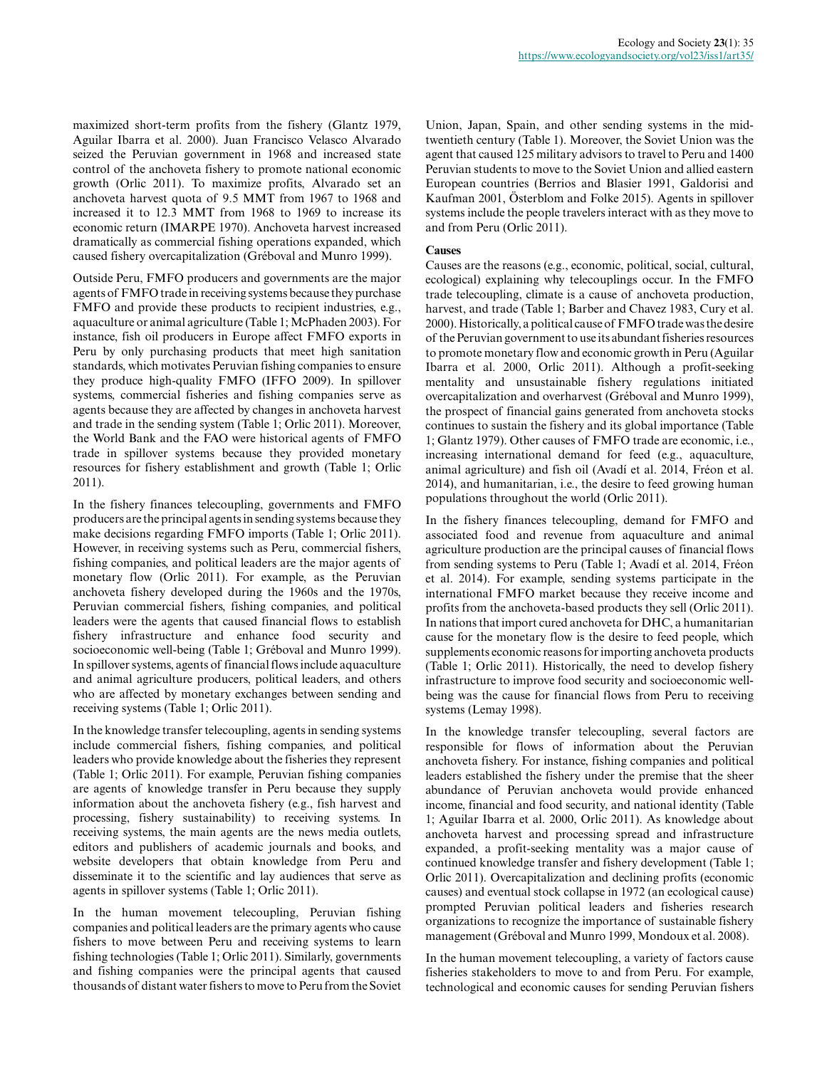maximized short-term profits from the fishery (Glantz 1979, Aguilar Ibarra et al. 2000). Juan Francisco Velasco Alvarado seized the Peruvian government in 1968 and increased state control of the anchoveta fishery to promote national economic growth (Orlic 2011). To maximize profits, Alvarado set an anchoveta harvest quota of 9.5 MMT from 1967 to 1968 and increased it to 12.3 MMT from 1968 to 1969 to increase its economic return (IMARPE 1970). Anchoveta harvest increased dramatically as commercial fishing operations expanded, which caused fishery overcapitalization (Gréboval and Munro 1999).

Outside Peru, FMFO producers and governments are the major agents of FMFO trade in receiving systems because they purchase FMFO and provide these products to recipient industries, e.g., aquaculture or animal agriculture (Table 1; McPhaden 2003). For instance, fish oil producers in Europe affect FMFO exports in Peru by only purchasing products that meet high sanitation standards, which motivates Peruvian fishing companies to ensure they produce high-quality FMFO (IFFO 2009). In spillover systems, commercial fisheries and fishing companies serve as agents because they are affected by changes in anchoveta harvest and trade in the sending system (Table 1; Orlic 2011). Moreover, the World Bank and the FAO were historical agents of FMFO trade in spillover systems because they provided monetary resources for fishery establishment and growth (Table 1; Orlic 2011).

In the fishery finances telecoupling, governments and FMFO producers are the principal agents in sending systems because they make decisions regarding FMFO imports (Table 1; Orlic 2011). However, in receiving systems such as Peru, commercial fishers, fishing companies, and political leaders are the major agents of monetary flow (Orlic 2011). For example, as the Peruvian anchoveta fishery developed during the 1960s and the 1970s, Peruvian commercial fishers, fishing companies, and political leaders were the agents that caused financial flows to establish fishery infrastructure and enhance food security and socioeconomic well-being (Table 1; Gréboval and Munro 1999). In spillover systems, agents of financial flows include aquaculture and animal agriculture producers, political leaders, and others who are affected by monetary exchanges between sending and receiving systems (Table 1; Orlic 2011).

In the knowledge transfer telecoupling, agents in sending systems include commercial fishers, fishing companies, and political leaders who provide knowledge about the fisheries they represent (Table 1; Orlic 2011). For example, Peruvian fishing companies are agents of knowledge transfer in Peru because they supply information about the anchoveta fishery (e.g., fish harvest and processing, fishery sustainability) to receiving systems. In receiving systems, the main agents are the news media outlets, editors and publishers of academic journals and books, and website developers that obtain knowledge from Peru and disseminate it to the scientific and lay audiences that serve as agents in spillover systems (Table 1; Orlic 2011).

In the human movement telecoupling, Peruvian fishing companies and political leaders are the primary agents who cause fishers to move between Peru and receiving systems to learn fishing technologies (Table 1; Orlic 2011). Similarly, governments and fishing companies were the principal agents that caused thousands of distant water fishers to move to Peru from the Soviet Union, Japan, Spain, and other sending systems in the mid-twentieth century (Table 1). Moreover, the Soviet Union was the agent that caused 125 military advisors to travel to Peru and 1400 Peruvian students to move to the Soviet Union and allied eastern European countries (Berrios and Blasier 1991, Galdorisi and Kaufman 2001, Österblom and Folke 2015). Agents in spillover systems include the people travelers interact with as they move to and from Peru (Orlic 2011).

### Causes

Causes are the reasons (e.g., economic, political, social, cultural, ecological) explaining why telecouplings occur. In the FMFO trade telecoupling, climate is a cause of anchoveta production, harvest, and trade (Table 1; Barber and Chavez 1983, Cury et al. 2000). Historically, a political cause of FMFO trade was the desire of the Peruvian government to use its abundant fisheries resources to promote monetary flow and economic growth in Peru (Aguilar Ibarra et al. 2000, Orlic 2011). Although a profit-seeking mentality and unsustainable fishery regulations initiated overcapitalization and overharvest (Gréboval and Munro 1999), the prospect of financial gains generated from anchoveta stocks continues to sustain the fishery and its global importance (Table 1; Glantz 1979). Other causes of FMFO trade are economic, i.e., increasing international demand for feed (e.g., aquaculture, animal agriculture) and fish oil (Avadí et al. 2014, Fréon et al. 2014), and humanitarian, i.e., the desire to feed growing human populations throughout the world (Orlic 2011).

In the fishery finances telecoupling, demand for FMFO and associated food and revenue from aquaculture and animal agriculture production are the principal causes of financial flows from sending systems to Peru (Table 1; Avadí et al. 2014, Fréon et al. 2014). For example, sending systems participate in the international FMFO market because they receive income and profits from the anchoveta-based products they sell (Orlic 2011). In nations that import cured anchoveta for DHC, a humanitarian cause for the monetary flow is the desire to feed people, which supplements economic reasons for importing anchoveta products (Table 1; Orlic 2011). Historically, the need to develop fishery infrastructure to improve food security and socioeconomic well-being was the cause for financial flows from Peru to receiving systems (Lemay 1998).

In the knowledge transfer telecoupling, several factors are responsible for flows of information about the Peruvian anchoveta fishery. For instance, fishing companies and political leaders established the fishery under the premise that the sheer abundance of Peruvian anchoveta would provide enhanced income, financial and food security, and national identity (Table 1; Aguilar Ibarra et al. 2000, Orlic 2011). As knowledge about anchoveta harvest and processing spread and infrastructure expanded, a profit-seeking mentality was a major cause of continued knowledge transfer and fishery development (Table 1; Orlic 2011). Overcapitalization and declining profits (economic causes) and eventual stock collapse in 1972 (an ecological cause) prompted Peruvian political leaders and fisheries research organizations to recognize the importance of sustainable fishery management (Gréboval and Munro 1999, Mondoux et al. 2008).

In the human movement telecoupling, a variety of factors cause fisheries stakeholders to move to and from Peru. For example, technological and economic causes for sending Peruvian fishers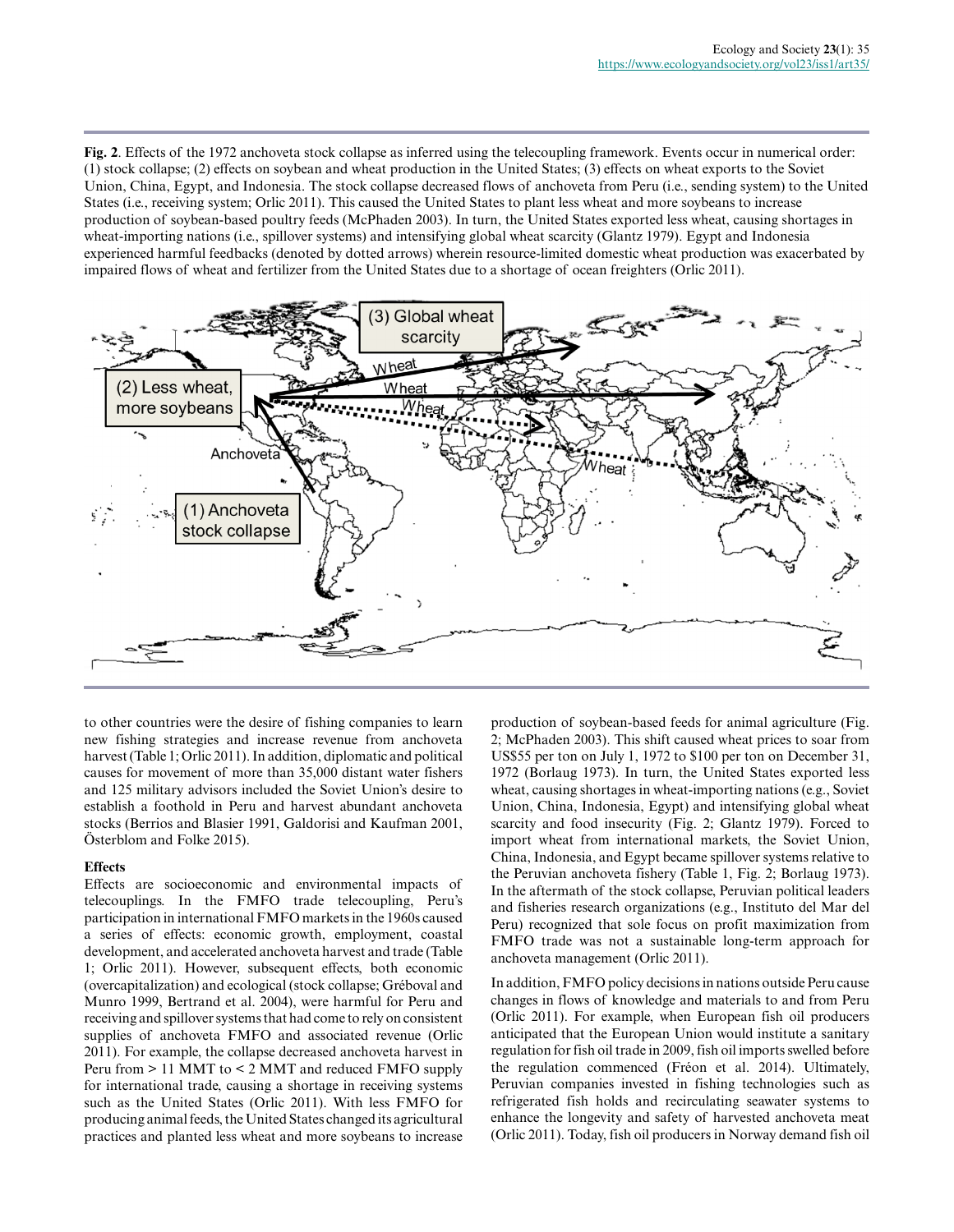**Fig. 2**. Effects of the 1972 anchoveta stock collapse as inferred using the telecoupling framework. Events occur in numerical order: (1) stock collapse; (2) effects on soybean and wheat production in the United States; (3) effects on wheat exports to the Soviet Union, China, Egypt, and Indonesia. The stock collapse decreased flows of anchoveta from Peru (i.e., sending system) to the United States (i.e., receiving system; Orlic 2011). This caused the United States to plant less wheat and more soybeans to increase production of soybean-based poultry feeds (McPhaden 2003). In turn, the United States exported less wheat, causing shortages in wheat-importing nations (i.e., spillover systems) and intensifying global wheat scarcity (Glantz 1979). Egypt and Indonesia experienced harmful feedbacks (denoted by dotted arrows) wherein resource-limited domestic wheat production was exacerbated by impaired flows of wheat and fertilizer from the United States due to a shortage of ocean freighters (Orlic 2011).

to other countries were the desire of fishing companies to learn new fishing strategies and increase revenue from anchoveta harvest (Table 1; Orlic 2011). In addition, diplomatic and political causes for movement of more than 35,000 distant water fishers and 125 military advisors included the Soviet Union's desire to establish a foothold in Peru and harvest abundant anchoveta stocks (Berrios and Blasier 1991, Galdorisi and Kaufman 2001, Österblom and Folke 2015).

### Effects

Effects are socioeconomic and environmental impacts of telecouplings. In the FMFO trade telecoupling, Peru's participation in international FMFO markets in the 1960s caused a series of effects: economic growth, employment, coastal development, and accelerated anchoveta harvest and trade (Table 1; Orlic 2011). However, subsequent effects, both economic (overcapitalization) and ecological (stock collapse; Gréboval and Munro 1999, Bertrand et al. 2004), were harmful for Peru and receiving and spillover systems that had come to rely on consistent supplies of anchoveta FMFO and associated revenue (Orlic 2011). For example, the collapse decreased anchoveta harvest in Peru from > 11 MMT to < 2 MMT and reduced FMFO supply for international trade, causing a shortage in receiving systems such as the United States (Orlic 2011). With less FMFO for producing animal feeds, the United States changed its agricultural practices and planted less wheat and more soybeans to increase production of soybean-based feeds for animal agriculture (Fig. 2; McPhaden 2003). This shift caused wheat prices to soar from US$55 per ton on July 1, 1972 to $100 per ton on December 31, 1972 (Borlaug 1973). In turn, the United States exported less wheat, causing shortages in wheat-importing nations (e.g., Soviet Union, China, Indonesia, Egypt) and intensifying global wheat scarcity and food insecurity (Fig. 2; Glantz 1979). Forced to import wheat from international markets, the Soviet Union, China, Indonesia, and Egypt became spillover systems relative to the Peruvian anchoveta fishery (Table 1, Fig. 2; Borlaug 1973). In the aftermath of the stock collapse, Peruvian political leaders and fisheries research organizations (e.g., Instituto del Mar del Peru) recognized that sole focus on profit maximization from FMFO trade was not a sustainable long-term approach for anchoveta management (Orlic 2011).

In addition, FMFO policy decisions in nations outside Peru cause changes in flows of knowledge and materials to and from Peru (Orlic 2011). For example, when European fish oil producers anticipated that the European Union would institute a sanitary regulation for fish oil trade in 2009, fish oil imports swelled before the regulation commenced (Fréon et al. 2014). Ultimately, Peruvian companies invested in fishing technologies such as refrigerated fish holds and recirculating seawater systems to enhance the longevity and safety of harvested anchoveta meat (Orlic 2011). Today, fish oil producers in Norway demand fish oil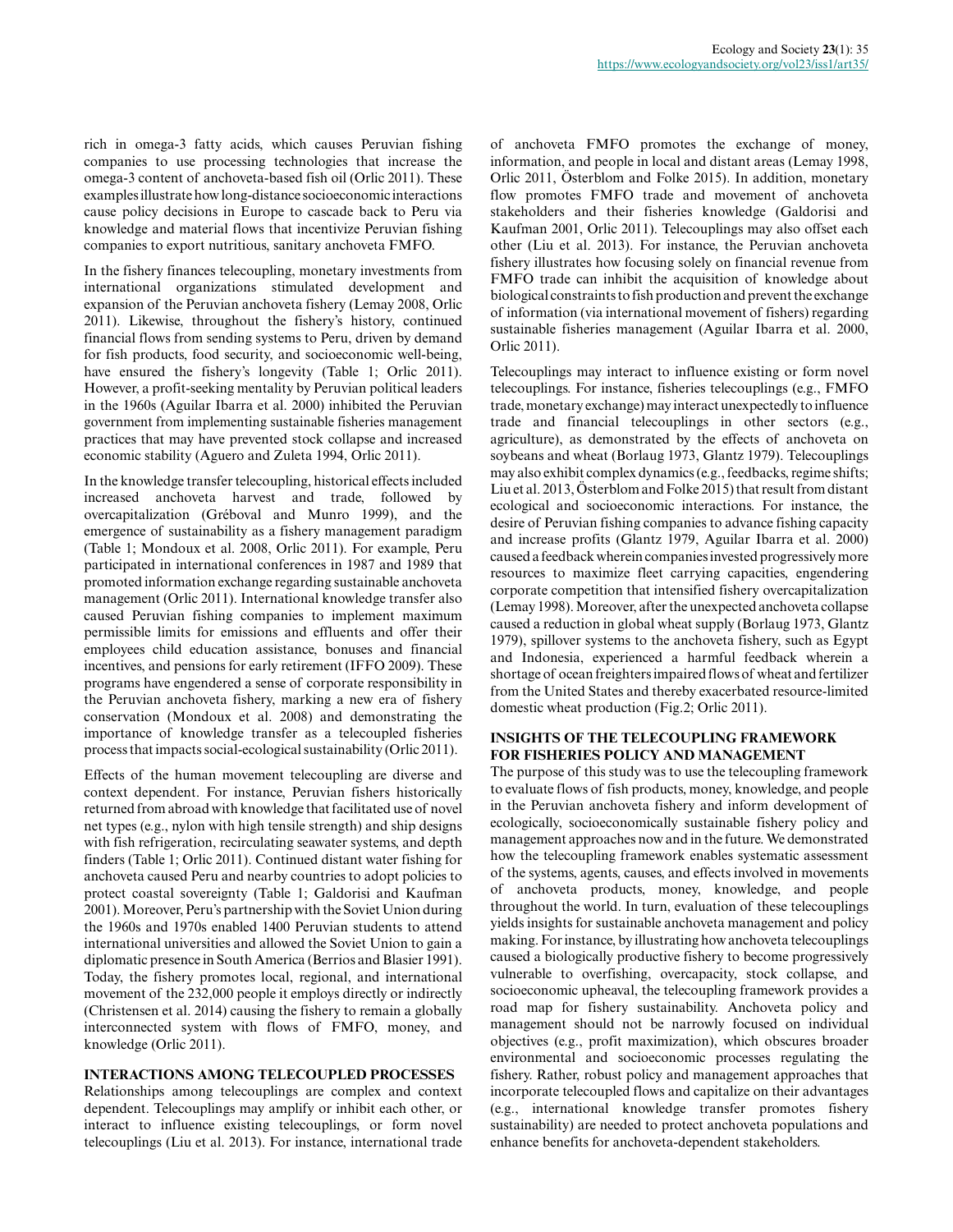rich in omega-3 fatty acids, which causes Peruvian fishing companies to use processing technologies that increase the omega-3 content of anchoveta-based fish oil (Orlic 2011). These examples illustrate how long-distance socioeconomic interactions cause policy decisions in Europe to cascade back to Peru via knowledge and material flows that incentivize Peruvian fishing companies to export nutritious, sanitary anchoveta FMFO.

In the fishery finances telecoupling, monetary investments from international organizations stimulated development and expansion of the Peruvian anchoveta fishery (Lemay 2008, Orlic 2011). Likewise, throughout the fishery's history, continued financial flows from sending systems to Peru, driven by demand for fish products, food security, and socioeconomic well-being, have ensured the fishery's longevity (Table 1; Orlic 2011). However, a profit-seeking mentality by Peruvian political leaders in the 1960s (Aguilar Ibarra et al. 2000) inhibited the Peruvian government from implementing sustainable fisheries management practices that may have prevented stock collapse and increased economic stability (Aguero and Zuleta 1994, Orlic 2011).

In the knowledge transfer telecoupling, historical effects included increased anchoveta harvest and trade, followed by overcapitalization (Gréboval and Munro 1999), and the emergence of sustainability as a fishery management paradigm (Table 1; Mondoux et al. 2008, Orlic 2011). For example, Peru participated in international conferences in 1987 and 1989 that promoted information exchange regarding sustainable anchoveta management (Orlic 2011). International knowledge transfer also caused Peruvian fishing companies to implement maximum permissible limits for emissions and effluents and offer their employees child education assistance, bonuses and financial incentives, and pensions for early retirement (IFFO 2009). These programs have engendered a sense of corporate responsibility in the Peruvian anchoveta fishery, marking a new era of fishery conservation (Mondoux et al. 2008) and demonstrating the importance of knowledge transfer as a telecoupled fisheries process that impacts social-ecological sustainability (Orlic 2011).

Effects of the human movement telecoupling are diverse and context dependent. For instance, Peruvian fishers historically returned from abroad with knowledge that facilitated use of novel net types (e.g., nylon with high tensile strength) and ship designs with fish refrigeration, recirculating seawater systems, and depth finders (Table 1; Orlic 2011). Continued distant water fishing for anchoveta caused Peru and nearby countries to adopt policies to protect coastal sovereignty (Table 1; Galdorisi and Kaufman 2001). Moreover, Peru's partnership with the Soviet Union during the 1960s and 1970s enabled 1400 Peruvian students to attend international universities and allowed the Soviet Union to gain a diplomatic presence in South America (Berrios and Blasier 1991). Today, the fishery promotes local, regional, and international movement of the 232,000 people it employs directly or indirectly (Christensen et al. 2014) causing the fishery to remain a globally interconnected system with flows of FMFO, money, and knowledge (Orlic 2011).

## INTERACTIONS AMONG TELECOUPLED PROCESSES

Relationships among telecouplings are complex and context dependent. Telecouplings may amplify or inhibit each other, or interact to influence existing telecouplings, or form novel telecouplings (Liu et al. 2013). For instance, international trade of anchoveta FMFO promotes the exchange of money, information, and people in local and distant areas (Lemay 1998, Orlic 2011, Österblom and Folke 2015). In addition, monetary flow promotes FMFO trade and movement of anchoveta stakeholders and their fisheries knowledge (Galdorisi and Kaufman 2001, Orlic 2011). Telecouplings may also offset each other (Liu et al. 2013). For instance, the Peruvian anchoveta fishery illustrates how focusing solely on financial revenue from FMFO trade can inhibit the acquisition of knowledge about biological constraints to fish production and prevent the exchange of information (via international movement of fishers) regarding sustainable fisheries management (Aguilar Ibarra et al. 2000, Orlic 2011).

Telecouplings may interact to influence existing or form novel telecouplings. For instance, fisheries telecouplings (e.g., FMFO trade, monetary exchange) may interact unexpectedly to influence trade and financial telecouplings in other sectors (e.g., agriculture), as demonstrated by the effects of anchoveta on soybeans and wheat (Borlaug 1973, Glantz 1979). Telecouplings may also exhibit complex dynamics (e.g., feedbacks, regime shifts; Liu et al. 2013, Österblom and Folke 2015) that result from distant ecological and socioeconomic interactions. For instance, the desire of Peruvian fishing companies to advance fishing capacity and increase profits (Glantz 1979, Aguilar Ibarra et al. 2000) caused a feedback wherein companies invested progressively more resources to maximize fleet carrying capacities, engendering corporate competition that intensified fishery overcapitalization (Lemay 1998). Moreover, after the unexpected anchoveta collapse caused a reduction in global wheat supply (Borlaug 1973, Glantz 1979), spillover systems to the anchoveta fishery, such as Egypt and Indonesia, experienced a harmful feedback wherein a shortage of ocean freighters impaired flows of wheat and fertilizer from the United States and thereby exacerbated resource-limited domestic wheat production (Fig.2; Orlic 2011).

## INSIGHTS OF THE TELECOUPLING FRAMEWORK FOR FISHERIES POLICY AND MANAGEMENT

The purpose of this study was to use the telecoupling framework to evaluate flows of fish products, money, knowledge, and people in the Peruvian anchoveta fishery and inform development of ecologically, socioeconomically sustainable fishery policy and management approaches now and in the future. We demonstrated how the telecoupling framework enables systematic assessment of the systems, agents, causes, and effects involved in movements of anchoveta products, money, knowledge, and people throughout the world. In turn, evaluation of these telecouplings yields insights for sustainable anchoveta management and policy making. For instance, by illustrating how anchoveta telecouplings caused a biologically productive fishery to become progressively vulnerable to overfishing, overcapacity, stock collapse, and socioeconomic upheaval, the telecoupling framework provides a road map for fishery sustainability. Anchoveta policy and management should not be narrowly focused on individual objectives (e.g., profit maximization), which obscures broader environmental and socioeconomic processes regulating the fishery. Rather, robust policy and management approaches that incorporate telecoupled flows and capitalize on their advantages (e.g., international knowledge transfer promotes fishery sustainability) are needed to protect anchoveta populations and enhance benefits for anchoveta-dependent stakeholders.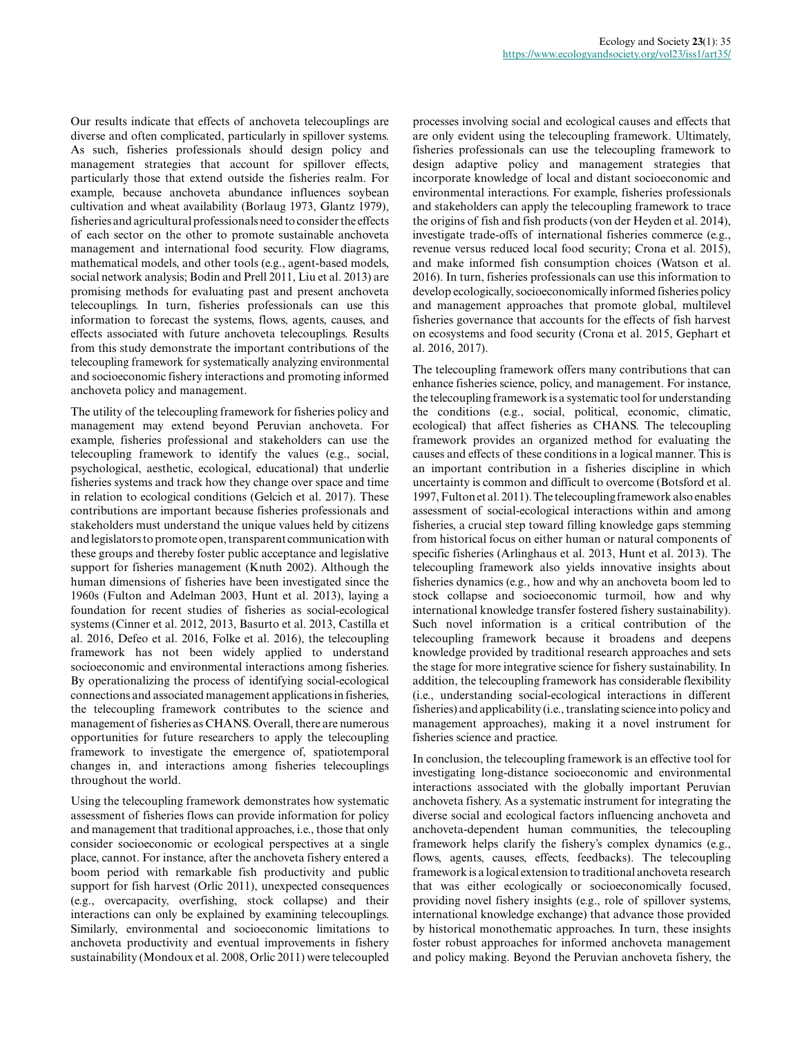Our results indicate that effects of anchoveta telecouplings are diverse and often complicated, particularly in spillover systems. As such, fisheries professionals should design policy and management strategies that account for spillover effects, particularly those that extend outside the fisheries realm. For example, because anchoveta abundance influences soybean cultivation and wheat availability (Borlaug 1973, Glantz 1979), fisheries and agricultural professionals need to consider the effects of each sector on the other to promote sustainable anchoveta management and international food security. Flow diagrams, mathematical models, and other tools (e.g., agent-based models, social network analysis; Bodin and Prell 2011, Liu et al. 2013) are promising methods for evaluating past and present anchoveta telecouplings. In turn, fisheries professionals can use this information to forecast the systems, flows, agents, causes, and effects associated with future anchoveta telecouplings. Results from this study demonstrate the important contributions of the telecoupling framework for systematically analyzing environmental and socioeconomic fishery interactions and promoting informed anchoveta policy and management.

The utility of the telecoupling framework for fisheries policy and management may extend beyond Peruvian anchoveta. For example, fisheries professional and stakeholders can use the telecoupling framework to identify the values (e.g., social, psychological, aesthetic, ecological, educational) that underlie fisheries systems and track how they change over space and time in relation to ecological conditions (Gelcich et al. 2017). These contributions are important because fisheries professionals and stakeholders must understand the unique values held by citizens and legislators to promote open, transparent communication with these groups and thereby foster public acceptance and legislative support for fisheries management (Knuth 2002). Although the human dimensions of fisheries have been investigated since the 1960s (Fulton and Adelman 2003, Hunt et al. 2013), laying a foundation for recent studies of fisheries as social-ecological systems (Cinner et al. 2012, 2013, Basurto et al. 2013, Castilla et al. 2016, Defeo et al. 2016, Folke et al. 2016), the telecoupling framework has not been widely applied to understand socioeconomic and environmental interactions among fisheries. By operationalizing the process of identifying social-ecological connections and associated management applications in fisheries, the telecoupling framework contributes to the science and management of fisheries as CHANS. Overall, there are numerous opportunities for future researchers to apply the telecoupling framework to investigate the emergence of, spatiotemporal changes in, and interactions among fisheries telecouplings throughout the world.

Using the telecoupling framework demonstrates how systematic assessment of fisheries flows can provide information for policy and management that traditional approaches, i.e., those that only consider socioeconomic or ecological perspectives at a single place, cannot. For instance, after the anchoveta fishery entered a boom period with remarkable fish productivity and public support for fish harvest (Orlic 2011), unexpected consequences (e.g., overcapacity, overfishing, stock collapse) and their interactions can only be explained by examining telecouplings. Similarly, environmental and socioeconomic limitations to anchoveta productivity and eventual improvements in fishery sustainability (Mondoux et al. 2008, Orlic 2011) were telecoupled processes involving social and ecological causes and effects that are only evident using the telecoupling framework. Ultimately, fisheries professionals can use the telecoupling framework to design adaptive policy and management strategies that incorporate knowledge of local and distant socioeconomic and environmental interactions. For example, fisheries professionals and stakeholders can apply the telecoupling framework to trace the origins of fish and fish products (von der Heyden et al. 2014), investigate trade-offs of international fisheries commerce (e.g., revenue versus reduced local food security; Crona et al. 2015), and make informed fish consumption choices (Watson et al. 2016). In turn, fisheries professionals can use this information to develop ecologically, socioeconomically informed fisheries policy and management approaches that promote global, multilevel fisheries governance that accounts for the effects of fish harvest on ecosystems and food security (Crona et al. 2015, Gephart et al. 2016, 2017).

The telecoupling framework offers many contributions that can enhance fisheries science, policy, and management. For instance, the telecoupling framework is a systematic tool for understanding the conditions (e.g., social, political, economic, climatic, ecological) that affect fisheries as CHANS. The telecoupling framework provides an organized method for evaluating the causes and effects of these conditions in a logical manner. This is an important contribution in a fisheries discipline in which uncertainty is common and difficult to overcome (Botsford et al. 1997, Fulton et al. 2011). The telecoupling framework also enables assessment of social-ecological interactions within and among fisheries, a crucial step toward filling knowledge gaps stemming from historical focus on either human or natural components of specific fisheries (Arlinghaus et al. 2013, Hunt et al. 2013). The telecoupling framework also yields innovative insights about fisheries dynamics (e.g., how and why an anchoveta boom led to stock collapse and socioeconomic turmoil, how and why international knowledge transfer fostered fishery sustainability). Such novel information is a critical contribution of the telecoupling framework because it broadens and deepens knowledge provided by traditional research approaches and sets the stage for more integrative science for fishery sustainability. In addition, the telecoupling framework has considerable flexibility (i.e., understanding social-ecological interactions in different fisheries) and applicability (i.e., translating science into policy and management approaches), making it a novel instrument for fisheries science and practice.

In conclusion, the telecoupling framework is an effective tool for investigating long-distance socioeconomic and environmental interactions associated with the globally important Peruvian anchoveta fishery. As a systematic instrument for integrating the diverse social and ecological factors influencing anchoveta and anchoveta-dependent human communities, the telecoupling framework helps clarify the fishery's complex dynamics (e.g., flows, agents, causes, effects, feedbacks). The telecoupling framework is a logical extension to traditional anchoveta research that was either ecologically or socioeconomically focused, providing novel fishery insights (e.g., role of spillover systems, international knowledge exchange) that advance those provided by historical monothematic approaches. In turn, these insights foster robust approaches for informed anchoveta management and policy making. Beyond the Peruvian anchoveta fishery, the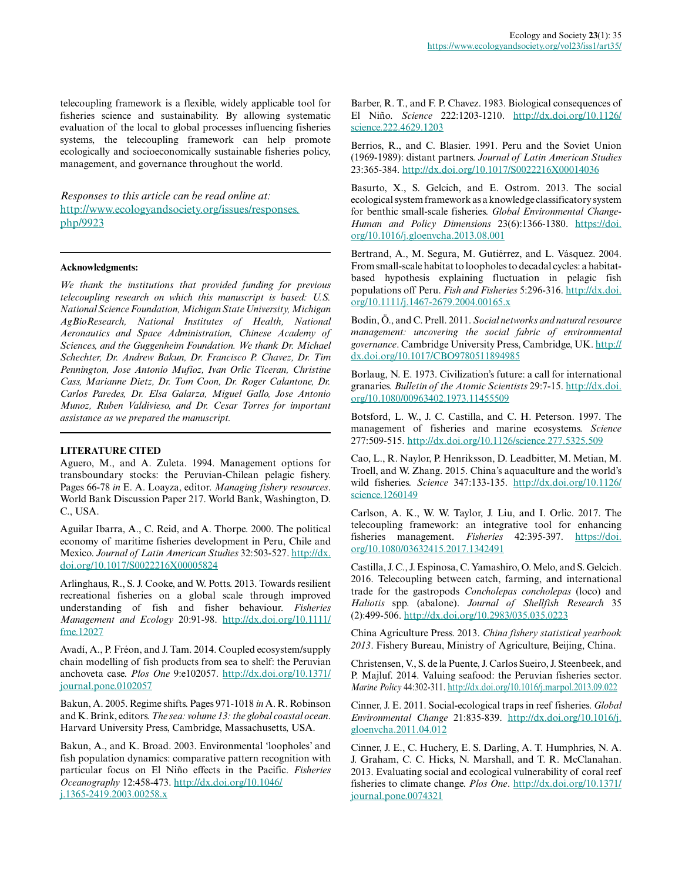telecoupling framework is a flexible, widely applicable tool for fisheries science and sustainability. By allowing systematic evaluation of the local to global processes influencing fisheries systems, the telecoupling framework can help promote ecologically and socioeconomically sustainable fisheries policy, management, and governance throughout the world.

*Responses to this article can be read online at:*
http://www.ecologyandsociety.org/issues/responses.php/9923

### Acknowledgments:

*We thank the institutions that provided funding for previous telecoupling research on which this manuscript is based: U.S. National Science Foundation, Michigan State University, Michigan AgBioResearch, National Institutes of Health, National Aeronautics and Space Administration, Chinese Academy of Sciences, and the Guggenheim Foundation. We thank Dr. Michael Schechter, Dr. Andrew Bakun, Dr. Francisco P. Chavez, Dr. Tim Pennington, Jose Antonio Mufioz, Ivan Orlic Ticeran, Christine Cass, Marianne Dietz, Dr. Tom Coon, Dr. Roger Calantone, Dr. Carlos Paredes, Dr. Elsa Galarza, Miguel Gallo, Jose Antonio Munoz, Ruben Valdivieso, and Dr. Cesar Torres for important assistance as we prepared the manuscript.*

## LITERATURE CITED

Aguero, M., and A. Zuleta. 1994. Management options for transboundary stocks: the Peruvian-Chilean pelagic fishery. Pages 66-78 *in* E. A. Loayza, editor. *Managing fishery resources*. World Bank Discussion Paper 217. World Bank, Washington, D. C., USA.

Aguilar Ibarra, A., C. Reid, and A. Thorpe. 2000. The political economy of maritime fisheries development in Peru, Chile and Mexico. *Journal of Latin American Studies* 32:503-527. http://dx.doi.org/10.1017/S0022216X00005824

Arlinghaus, R., S. J. Cooke, and W. Potts. 2013. Towards resilient recreational fisheries on a global scale through improved understanding of fish and fisher behaviour. *Fisheries Management and Ecology* 20:91-98. http://dx.doi.org/10.1111/fme.12027

Avadí, A., P. Fréon, and J. Tam. 2014. Coupled ecosystem/supply chain modelling of fish products from sea to shelf: the Peruvian anchoveta case. *Plos One* 9:e102057. http://dx.doi.org/10.1371/journal.pone.0102057

Bakun, A. 2005. Regime shifts. Pages 971-1018 *in* A. R. Robinson and K. Brink, editors. *The sea: volume 13: the global coastal ocean*. Harvard University Press, Cambridge, Massachusetts, USA.

Bakun, A., and K. Broad. 2003. Environmental 'loopholes' and fish population dynamics: comparative pattern recognition with particular focus on El Niño effects in the Pacific. *Fisheries Oceanography* 12:458-473. http://dx.doi.org/10.1046/j.1365-2419.2003.00258.x

Barber, R. T., and F. P. Chavez. 1983. Biological consequences of El Niño. *Science* 222:1203-1210. http://dx.doi.org/10.1126/science.222.4629.1203

Berrios, R., and C. Blasier. 1991. Peru and the Soviet Union (1969-1989): distant partners. *Journal of Latin American Studies* 23:365-384. http://dx.doi.org/10.1017/S0022216X00014036

Basurto, X., S. Gelcich, and E. Ostrom. 2013. The social ecological system framework as a knowledge classificatory system for benthic small-scale fisheries. *Global Environmental Change-Human and Policy Dimensions* 23(6):1366-1380. https://doi.org/10.1016/j.gloenvcha.2013.08.001

Bertrand, A., M. Segura, M. Gutiérrez, and L. Vásquez. 2004. From small-scale habitat to loopholes to decadal cycles: a habitat-based hypothesis explaining fluctuation in pelagic fish populations off Peru. *Fish and Fisheries* 5:296-316. http://dx.doi.org/10.1111/j.1467-2679.2004.00165.x

Bodin, Ö., and C. Prell. 2011. *Social networks and natural resource management: uncovering the social fabric of environmental governance*. Cambridge University Press, Cambridge, UK. http://dx.doi.org/10.1017/CBO9780511894985

Borlaug, N. E. 1973. Civilization's future: a call for international granaries. *Bulletin of the Atomic Scientists* 29:7-15. http://dx.doi.org/10.1080/00963402.1973.11455509

Botsford, L. W., J. C. Castilla, and C. H. Peterson. 1997. The management of fisheries and marine ecosystems. *Science* 277:509-515. http://dx.doi.org/10.1126/science.277.5325.509

Cao, L., R. Naylor, P. Henriksson, D. Leadbitter, M. Metian, M. Troell, and W. Zhang. 2015. China's aquaculture and the world's wild fisheries. *Science* 347:133-135. http://dx.doi.org/10.1126/science.1260149

Carlson, A. K., W. W. Taylor, J. Liu, and I. Orlic. 2017. The telecoupling framework: an integrative tool for enhancing fisheries management. *Fisheries* 42:395-397. https://doi.org/10.1080/03632415.2017.1342491

Castilla, J. C., J. Espinosa, C. Yamashiro, O. Melo, and S. Gelcich. 2016. Telecoupling between catch, farming, and international trade for the gastropods *Concholepas concholepas* (loco) and *Haliotis* spp. (abalone). *Journal of Shellfish Research* 35 (2):499-506. http://dx.doi.org/10.2983/035.035.0223

China Agriculture Press. 2013. *China fishery statistical yearbook 2013*. Fishery Bureau, Ministry of Agriculture, Beijing, China.

Christensen, V., S. de la Puente, J. Carlos Sueiro, J. Steenbeek, and P. Majluf. 2014. Valuing seafood: the Peruvian fisheries sector. *Marine Policy* 44:302-311. http://dx.doi.org/10.1016/j.marpol.2013.09.022

Cinner, J. E. 2011. Social-ecological traps in reef fisheries. *Global Environmental Change* 21:835-839. http://dx.doi.org/10.1016/j.gloenvcha.2011.04.012

Cinner, J. E., C. Huchery, E. S. Darling, A. T. Humphries, N. A. J. Graham, C. C. Hicks, N. Marshall, and T. R. McClanahan. 2013. Evaluating social and ecological vulnerability of coral reef fisheries to climate change. *Plos One*. http://dx.doi.org/10.1371/journal.pone.0074321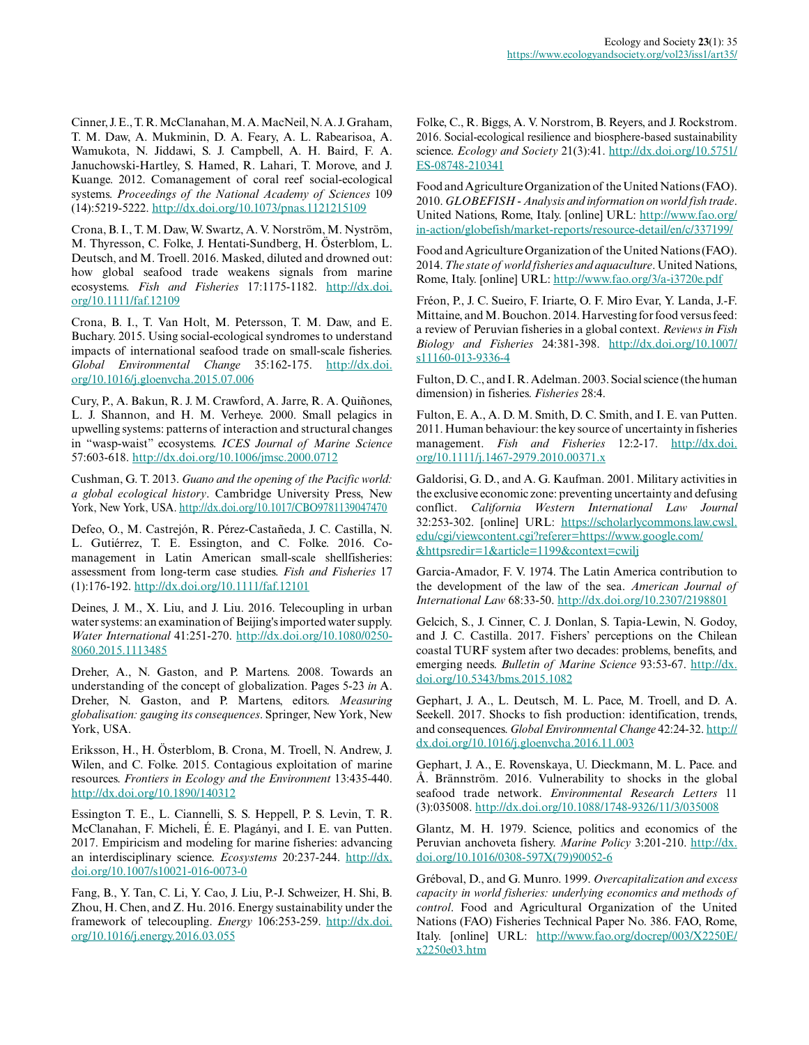Cinner, J. E., T. R. McClanahan, M. A. MacNeil, N. A. J. Graham, T. M. Daw, A. Mukminin, D. A. Feary, A. L. Rabearisoa, A. Wamukota, N. Jiddawi, S. J. Campbell, A. H. Baird, F. A. Januchowski-Hartley, S. Hamed, R. Lahari, T. Morove, and J. Kuange. 2012. Comanagement of coral reef social-ecological systems. *Proceedings of the National Academy of Sciences* 109 (14):5219-5222. http://dx.doi.org/10.1073/pnas.1121215109

Crona, B. I., T. M. Daw, W. Swartz, A. V. Norström, M. Nyström, M. Thyresson, C. Folke, J. Hentati-Sundberg, H. Österblom, L. Deutsch, and M. Troell. 2016. Masked, diluted and drowned out: how global seafood trade weakens signals from marine ecosystems. *Fish and Fisheries* 17:1175-1182. http://dx.doi.org/10.1111/faf.12109

Crona, B. I., T. Van Holt, M. Petersson, T. M. Daw, and E. Buchary. 2015. Using social-ecological syndromes to understand impacts of international seafood trade on small-scale fisheries. *Global Environmental Change* 35:162-175. http://dx.doi.org/10.1016/j.gloenvcha.2015.07.006

Cury, P., A. Bakun, R. J. M. Crawford, A. Jarre, R. A. Quiñones, L. J. Shannon, and H. M. Verheye. 2000. Small pelagics in upwelling systems: patterns of interaction and structural changes in "wasp-waist" ecosystems. *ICES Journal of Marine Science* 57:603-618. http://dx.doi.org/10.1006/jmsc.2000.0712

Cushman, G. T. 2013. *Guano and the opening of the Pacific world: a global ecological history*. Cambridge University Press, New York, New York, USA. http://dx.doi.org/10.1017/CBO9781139047470

Defeo, O., M. Castrejón, R. Pérez-Castañeda, J. C. Castilla, N. L. Gutiérrez, T. E. Essington, and C. Folke. 2016. Co-management in Latin American small-scale shellfisheries: assessment from long-term case studies. *Fish and Fisheries* 17 (1):176-192. http://dx.doi.org/10.1111/faf.12101

Deines, J. M., X. Liu, and J. Liu. 2016. Telecoupling in urban water systems: an examination of Beijing's imported water supply. *Water International* 41:251-270. http://dx.doi.org/10.1080/02508060.2015.1113485

Dreher, A., N. Gaston, and P. Martens. 2008. Towards an understanding of the concept of globalization. Pages 5-23 *in* A. Dreher, N. Gaston, and P. Martens, editors. *Measuring globalisation: gauging its consequences*. Springer, New York, New York, USA.

Eriksson, H., H. Österblom, B. Crona, M. Troell, N. Andrew, J. Wilen, and C. Folke. 2015. Contagious exploitation of marine resources. *Frontiers in Ecology and the Environment* 13:435-440. http://dx.doi.org/10.1890/140312

Essington T. E., L. Ciannelli, S. S. Heppell, P. S. Levin, T. R. McClanahan, F. Micheli, É. E. Plagányi, and I. E. van Putten. 2017. Empiricism and modeling for marine fisheries: advancing an interdisciplinary science. *Ecosystems* 20:237-244. http://dx.doi.org/10.1007/s10021-016-0073-0

Fang, B., Y. Tan, C. Li, Y. Cao, J. Liu, P.-J. Schweizer, H. Shi, B. Zhou, H. Chen, and Z. Hu. 2016. Energy sustainability under the framework of telecoupling. *Energy* 106:253-259. http://dx.doi.org/10.1016/j.energy.2016.03.055

Folke, C., R. Biggs, A. V. Norstrom, B. Reyers, and J. Rockstrom. 2016. Social-ecological resilience and biosphere-based sustainability science. *Ecology and Society* 21(3):41. http://dx.doi.org/10.5751/ES-08748-210341

Food and Agriculture Organization of the United Nations (FAO). 2010. *GLOBEFISH - Analysis and information on world fish trade*. United Nations, Rome, Italy. [online] URL: http://www.fao.org/in-action/globefish/market-reports/resource-detail/en/c/337199/

Food and Agriculture Organization of the United Nations (FAO). 2014. *The state of world fisheries and aquaculture*. United Nations, Rome, Italy. [online] URL: http://www.fao.org/3/a-i3720e.pdf

Fréon, P., J. C. Sueiro, F. Iriarte, O. F. Miro Evar, Y. Landa, J.-F. Mittaine, and M. Bouchon. 2014. Harvesting for food versus feed: a review of Peruvian fisheries in a global context. *Reviews in Fish Biology and Fisheries* 24:381-398. http://dx.doi.org/10.1007/s11160-013-9336-4

Fulton, D. C., and I. R. Adelman. 2003. Social science (the human dimension) in fisheries. *Fisheries* 28:4.

Fulton, E. A., A. D. M. Smith, D. C. Smith, and I. E. van Putten. 2011. Human behaviour: the key source of uncertainty in fisheries management. *Fish and Fisheries* 12:2-17. http://dx.doi.org/10.1111/j.1467-2979.2010.00371.x

Galdorisi, G. D., and A. G. Kaufman. 2001. Military activities in the exclusive economic zone: preventing uncertainty and defusing conflict. *California Western International Law Journal* 32:253-302. [online] URL: https://scholarlycommons.law.cwsl.edu/cgi/viewcontent.cgi?referer=https://www.google.com/&httpsredir=1&article=1199&context=cwilj

Garcia-Amador, F. V. 1974. The Latin America contribution to the development of the law of the sea. *American Journal of International Law* 68:33-50. http://dx.doi.org/10.2307/2198801

Gelcich, S., J. Cinner, C. J. Donlan, S. Tapia-Lewin, N. Godoy, and J. C. Castilla. 2017. Fishers' perceptions on the Chilean coastal TURF system after two decades: problems, benefits, and emerging needs. *Bulletin of Marine Science* 93:53-67. http://dx.doi.org/10.5343/bms.2015.1082

Gephart, J. A., L. Deutsch, M. L. Pace, M. Troell, and D. A. Seekell. 2017. Shocks to fish production: identification, trends, and consequences. *Global Environmental Change* 42:24-32. http://dx.doi.org/10.1016/j.gloenvcha.2016.11.003

Gephart, J. A., E. Rovenskaya, U. Dieckmann, M. L. Pace. and Å. Brännström. 2016. Vulnerability to shocks in the global seafood trade network. *Environmental Research Letters* 11 (3):035008. http://dx.doi.org/10.1088/1748-9326/11/3/035008

Glantz, M. H. 1979. Science, politics and economics of the Peruvian anchoveta fishery. *Marine Policy* 3:201-210. http://dx.doi.org/10.1016/0308-597X(79)90052-6

Gréboval, D., and G. Munro. 1999. *Overcapitalization and excess capacity in world fisheries: underlying economics and methods of control*. Food and Agricultural Organization of the United Nations (FAO) Fisheries Technical Paper No. 386. FAO, Rome, Italy. [online] URL: http://www.fao.org/docrep/003/X2250E/x2250e03.htm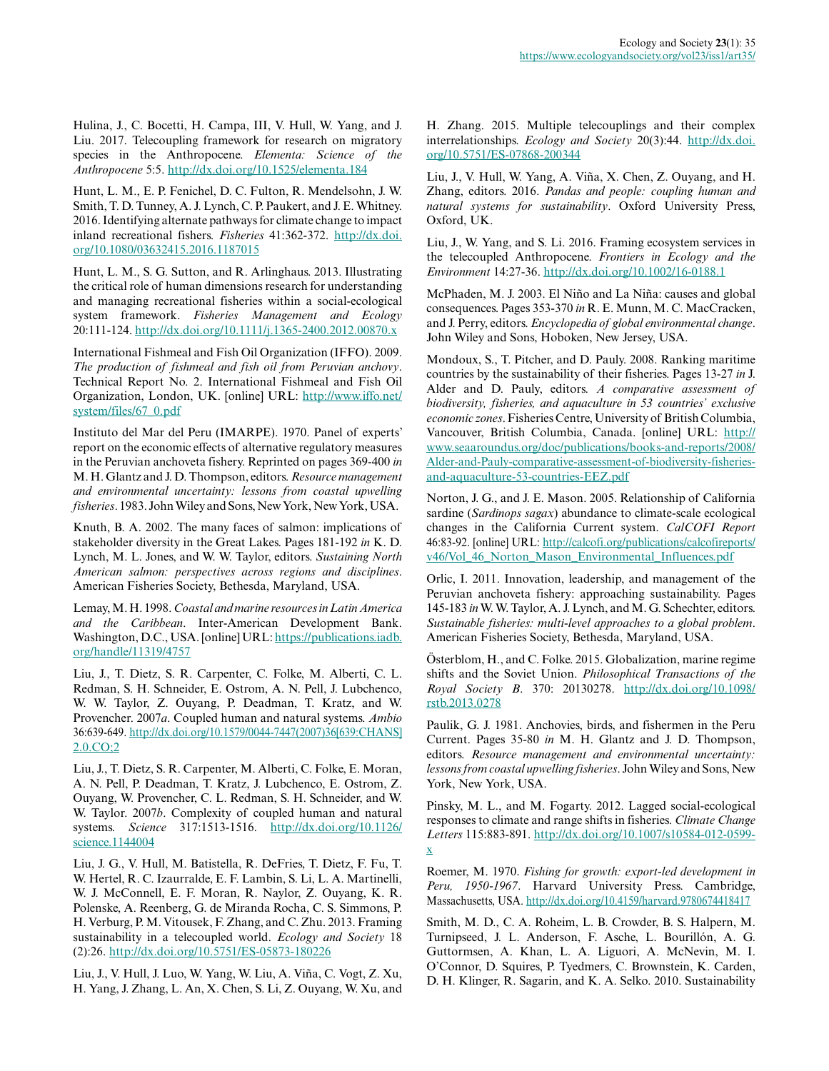Hulina, J., C. Bocetti, H. Campa, III, V. Hull, W. Yang, and J. Liu. 2017. Telecoupling framework for research on migratory species in the Anthropocene. *Elementa: Science of the Anthropocene* 5:5. http://dx.doi.org/10.1525/elementa.184

Hunt, L. M., E. P. Fenichel, D. C. Fulton, R. Mendelsohn, J. W. Smith, T. D. Tunney, A. J. Lynch, C. P. Paukert, and J. E. Whitney. 2016. Identifying alternate pathways for climate change to impact inland recreational fishers. *Fisheries* 41:362-372. http://dx.doi.org/10.1080/03632415.2016.1187015

Hunt, L. M., S. G. Sutton, and R. Arlinghaus. 2013. Illustrating the critical role of human dimensions research for understanding and managing recreational fisheries within a social-ecological system framework. *Fisheries Management and Ecology* 20:111-124. http://dx.doi.org/10.1111/j.1365-2400.2012.00870.x

International Fishmeal and Fish Oil Organization (IFFO). 2009. *The production of fishmeal and fish oil from Peruvian anchovy*. Technical Report No. 2. International Fishmeal and Fish Oil Organization, London, UK. [online] URL: http://www.iffo.net/system/files/67_0.pdf

Instituto del Mar del Peru (IMARPE). 1970. Panel of experts' report on the economic effects of alternative regulatory measures in the Peruvian anchoveta fishery. Reprinted on pages 369-400 *in* M. H. Glantz and J. D. Thompson, editors. *Resource management and environmental uncertainty: lessons from coastal upwelling fisheries*. 1983. John Wiley and Sons, New York, New York, USA.

Knuth, B. A. 2002. The many faces of salmon: implications of stakeholder diversity in the Great Lakes. Pages 181-192 *in* K. D. Lynch, M. L. Jones, and W. W. Taylor, editors. *Sustaining North American salmon: perspectives across regions and disciplines*. American Fisheries Society, Bethesda, Maryland, USA.

Lemay, M. H. 1998. *Coastal and marine resources in Latin America and the Caribbean*. Inter-American Development Bank. Washington, D.C., USA. [online] URL: https://publications.iadb.org/handle/11319/4757

Liu, J., T. Dietz, S. R. Carpenter, C. Folke, M. Alberti, C. L. Redman, S. H. Schneider, E. Ostrom, A. N. Pell, J. Lubchenco, W. W. Taylor, Z. Ouyang, P. Deadman, T. Kratz, and W. Provencher. 2007*a*. Coupled human and natural systems. *Ambio* 36:639-649. http://dx.doi.org/10.1579/0044-7447(2007)36[639:CHANS]2.0.CO;2

Liu, J., T. Dietz, S. R. Carpenter, M. Alberti, C. Folke, E. Moran, A. N. Pell, P. Deadman, T. Kratz, J. Lubchenco, E. Ostrom, Z. Ouyang, W. Provencher, C. L. Redman, S. H. Schneider, and W. W. Taylor. 2007*b*. Complexity of coupled human and natural systems. *Science* 317:1513-1516. http://dx.doi.org/10.1126/science.1144004

Liu, J. G., V. Hull, M. Batistella, R. DeFries, T. Dietz, F. Fu, T. W. Hertel, R. C. Izaurralde, E. F. Lambin, S. Li, L. A. Martinelli, W. J. McConnell, E. F. Moran, R. Naylor, Z. Ouyang, K. R. Polenske, A. Reenberg, G. de Miranda Rocha, C. S. Simmons, P. H. Verburg, P. M. Vitousek, F. Zhang, and C. Zhu. 2013. Framing sustainability in a telecoupled world. *Ecology and Society* 18(2):26. http://dx.doi.org/10.5751/ES-05873-180226

Liu, J., V. Hull, J. Luo, W. Yang, W. Liu, A. Viña, C. Vogt, Z. Xu, H. Yang, J. Zhang, L. An, X. Chen, S. Li, Z. Ouyang, W. Xu, and H. Zhang. 2015. Multiple telecouplings and their complex interrelationships. *Ecology and Society* 20(3):44. http://dx.doi.org/10.5751/ES-07868-200344

Liu, J., V. Hull, W. Yang, A. Viña, X. Chen, Z. Ouyang, and H. Zhang, editors. 2016. *Pandas and people: coupling human and natural systems for sustainability*. Oxford University Press, Oxford, UK.

Liu, J., W. Yang, and S. Li. 2016. Framing ecosystem services in the telecoupled Anthropocene. *Frontiers in Ecology and the Environment* 14:27-36. http://dx.doi.org/10.1002/16-0188.1

McPhaden, M. J. 2003. El Niño and La Niña: causes and global consequences. Pages 353-370 *in* R. E. Munn, M. C. MacCracken, and J. Perry, editors. *Encyclopedia of global environmental change*. John Wiley and Sons, Hoboken, New Jersey, USA.

Mondoux, S., T. Pitcher, and D. Pauly. 2008. Ranking maritime countries by the sustainability of their fisheries. Pages 13-27 *in* J. Alder and D. Pauly, editors. *A comparative assessment of biodiversity, fisheries, and aquaculture in 53 countries' exclusive economic zones*. Fisheries Centre, University of British Columbia, Vancouver, British Columbia, Canada. [online] URL: http://www.seaaroundus.org/doc/publications/books-and-reports/2008/Alder-and-Pauly-comparative-assessment-of-biodiversity-fisheries-and-aquaculture-53-countries-EEZ.pdf

Norton, J. G., and J. E. Mason. 2005. Relationship of California sardine (*Sardinops sagax*) abundance to climate-scale ecological changes in the California Current system. *CalCOFI Report* 46:83-92. [online] URL: http://calcofi.org/publications/calcofireports/v46/Vol_46_Norton_Mason_Environmental_Influences.pdf

Orlic, I. 2011. Innovation, leadership, and management of the Peruvian anchoveta fishery: approaching sustainability. Pages 145-183 *in* W. W. Taylor, A. J. Lynch, and M. G. Schechter, editors. *Sustainable fisheries: multi-level approaches to a global problem*. American Fisheries Society, Bethesda, Maryland, USA.

Österblom, H., and C. Folke. 2015. Globalization, marine regime shifts and the Soviet Union. *Philosophical Transactions of the Royal Society B*. 370: 20130278. http://dx.doi.org/10.1098/rstb.2013.0278

Paulik, G. J. 1981. Anchovies, birds, and fishermen in the Peru Current. Pages 35-80 *in* M. H. Glantz and J. D. Thompson, editors. *Resource management and environmental uncertainty: lessons from coastal upwelling fisheries*. John Wiley and Sons, New York, New York, USA.

Pinsky, M. L., and M. Fogarty. 2012. Lagged social-ecological responses to climate and range shifts in fisheries. *Climate Change Letters* 115:883-891. http://dx.doi.org/10.1007/s10584-012-0599-x

Roemer, M. 1970. *Fishing for growth: export-led development in Peru, 1950-1967*. Harvard University Press. Cambridge, Massachusetts, USA. http://dx.doi.org/10.4159/harvard.9780674418417

Smith, M. D., C. A. Roheim, L. B. Crowder, B. S. Halpern, M. Turnipseed, J. L. Anderson, F. Asche, L. Bourillón, A. G. Guttormsen, A. Khan, L. A. Liguori, A. McNevin, M. I. O'Connor, D. Squires, P. Tyedmers, C. Brownstein, K. Carden, D. H. Klinger, R. Sagarin, and K. A. Selko. 2010. Sustainability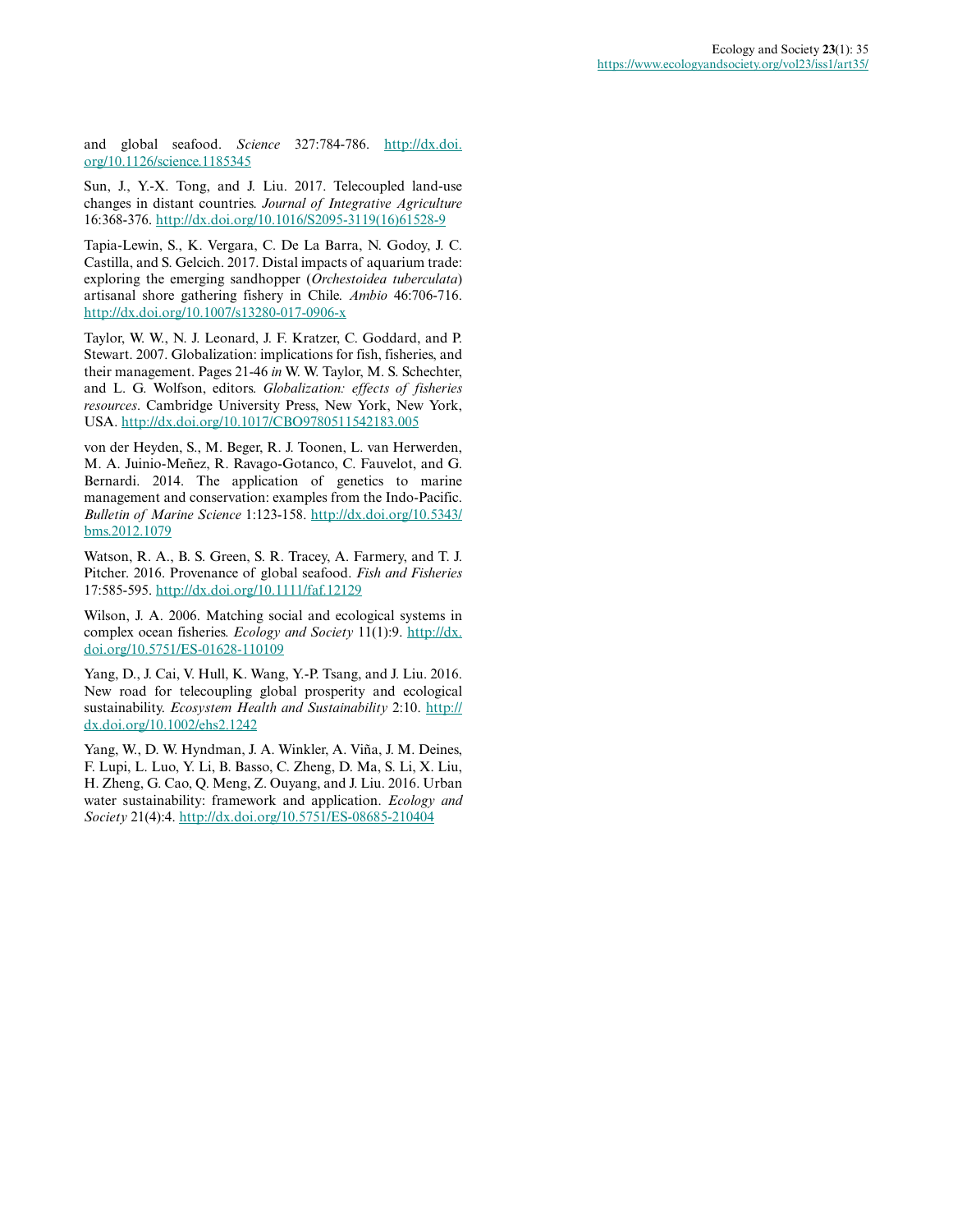and global seafood. *Science* 327:784-786. http://dx.doi.org/10.1126/science.1185345

Sun, J., Y.-X. Tong, and J. Liu. 2017. Telecoupled land-use changes in distant countries. *Journal of Integrative Agriculture* 16:368-376. http://dx.doi.org/10.1016/S2095-3119(16)61528-9

Tapia-Lewin, S., K. Vergara, C. De La Barra, N. Godoy, J. C. Castilla, and S. Gelcich. 2017. Distal impacts of aquarium trade: exploring the emerging sandhopper (*Orchestoidea tuberculata*) artisanal shore gathering fishery in Chile. *Ambio* 46:706-716. http://dx.doi.org/10.1007/s13280-017-0906-x

Taylor, W. W., N. J. Leonard, J. F. Kratzer, C. Goddard, and P. Stewart. 2007. Globalization: implications for fish, fisheries, and their management. Pages 21-46 *in* W. W. Taylor, M. S. Schechter, and L. G. Wolfson, editors. *Globalization: effects of fisheries resources*. Cambridge University Press, New York, New York, USA. http://dx.doi.org/10.1017/CBO9780511542183.005

von der Heyden, S., M. Beger, R. J. Toonen, L. van Herwerden, M. A. Juinio-Meñez, R. Ravago-Gotanco, C. Fauvelot, and G. Bernardi. 2014. The application of genetics to marine management and conservation: examples from the Indo-Pacific. *Bulletin of Marine Science* 1:123-158. http://dx.doi.org/10.5343/bms.2012.1079

Watson, R. A., B. S. Green, S. R. Tracey, A. Farmery, and T. J. Pitcher. 2016. Provenance of global seafood. *Fish and Fisheries* 17:585-595. http://dx.doi.org/10.1111/faf.12129

Wilson, J. A. 2006. Matching social and ecological systems in complex ocean fisheries. *Ecology and Society* 11(1):9. http://dx.doi.org/10.5751/ES-01628-110109

Yang, D., J. Cai, V. Hull, K. Wang, Y.-P. Tsang, and J. Liu. 2016. New road for telecoupling global prosperity and ecological sustainability. *Ecosystem Health and Sustainability* 2:10. http://dx.doi.org/10.1002/ehs2.1242

Yang, W., D. W. Hyndman, J. A. Winkler, A. Viña, J. M. Deines, F. Lupi, L. Luo, Y. Li, B. Basso, C. Zheng, D. Ma, S. Li, X. Liu, H. Zheng, G. Cao, Q. Meng, Z. Ouyang, and J. Liu. 2016. Urban water sustainability: framework and application. *Ecology and Society* 21(4):4. http://dx.doi.org/10.5751/ES-08685-210404